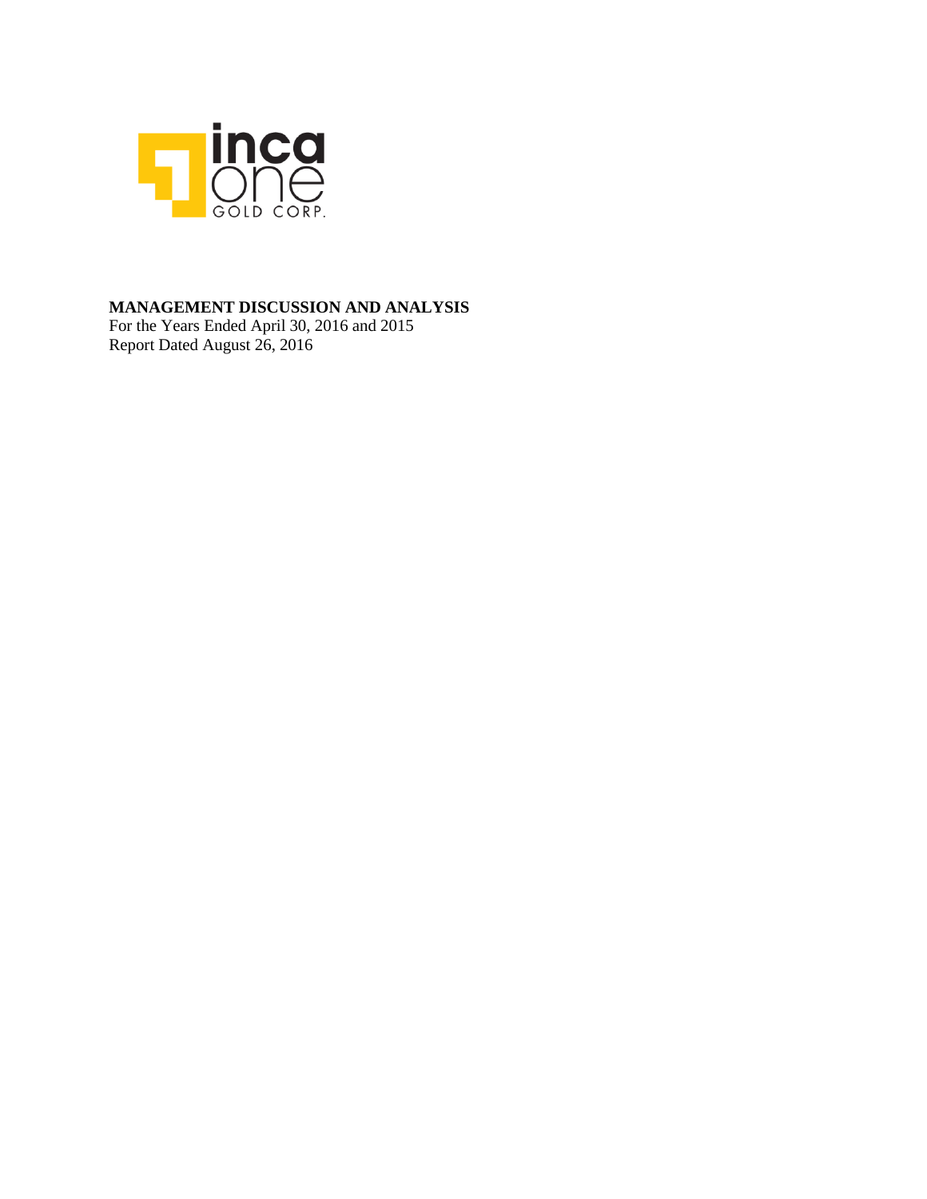inca one GOLD CORP.

**MANAGEMENT DISCUSSION AND ANALYSIS**

For the Years Ended April 30, 2016 and 2015

Report Dated August 26, 2016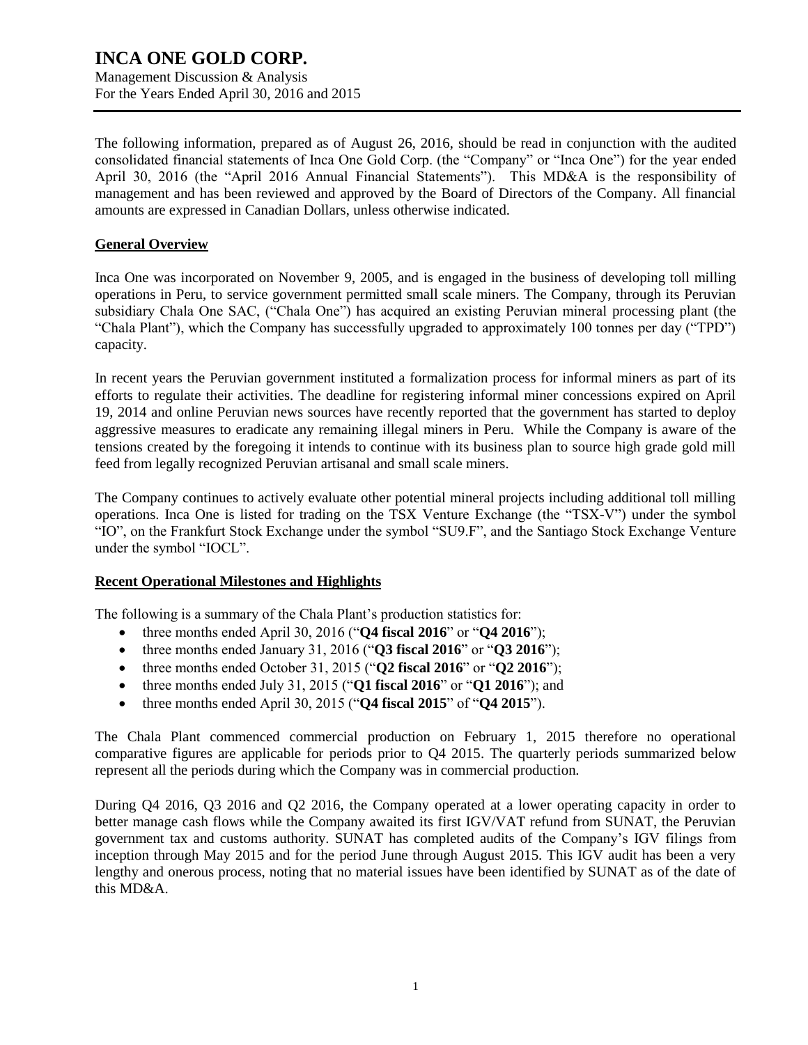The following information, prepared as of August 26, 2016, should be read in conjunction with the audited consolidated financial statements of Inca One Gold Corp. (the "Company" or "Inca One") for the year ended April 30, 2016 (the "April 2016 Annual Financial Statements"). This MD&A is the responsibility of management and has been reviewed and approved by the Board of Directors of the Company. All financial amounts are expressed in Canadian Dollars, unless otherwise indicated.

## General Overview

Inca One was incorporated on November 9, 2005, and is engaged in the business of developing toll milling operations in Peru, to service government permitted small scale miners. The Company, through its Peruvian subsidiary Chala One SAC, ("Chala One") has acquired an existing Peruvian mineral processing plant (the "Chala Plant"), which the Company has successfully upgraded to approximately 100 tonnes per day ("TPD") capacity.

In recent years the Peruvian government instituted a formalization process for informal miners as part of its efforts to regulate their activities. The deadline for registering informal miner concessions expired on April 19, 2014 and online Peruvian news sources have recently reported that the government has started to deploy aggressive measures to eradicate any remaining illegal miners in Peru. While the Company is aware of the tensions created by the foregoing it intends to continue with its business plan to source high grade gold mill feed from legally recognized Peruvian artisanal and small scale miners.

The Company continues to actively evaluate other potential mineral projects including additional toll milling operations. Inca One is listed for trading on the TSX Venture Exchange (the "TSX-V") under the symbol "IO", on the Frankfurt Stock Exchange under the symbol "SU9.F", and the Santiago Stock Exchange Venture under the symbol "IOCL".

## Recent Operational Milestones and Highlights

The following is a summary of the Chala Plant's production statistics for:

- three months ended April 30, 2016 ("**Q4 fiscal 2016**" or "**Q4 2016**");
- three months ended January 31, 2016 ("**Q3 fiscal 2016**" or "**Q3 2016**");
- three months ended October 31, 2015 ("**Q2 fiscal 2016**" or "**Q2 2016**");
- three months ended July 31, 2015 ("**Q1 fiscal 2016**" or "**Q1 2016**"); and
- three months ended April 30, 2015 ("**Q4 fiscal 2015**" of "**Q4 2015**").

The Chala Plant commenced commercial production on February 1, 2015 therefore no operational comparative figures are applicable for periods prior to Q4 2015. The quarterly periods summarized below represent all the periods during which the Company was in commercial production.

During Q4 2016, Q3 2016 and Q2 2016, the Company operated at a lower operating capacity in order to better manage cash flows while the Company awaited its first IGV/VAT refund from SUNAT, the Peruvian government tax and customs authority. SUNAT has completed audits of the Company's IGV filings from inception through May 2015 and for the period June through August 2015. This IGV audit has been a very lengthy and onerous process, noting that no material issues have been identified by SUNAT as of the date of this MD&A.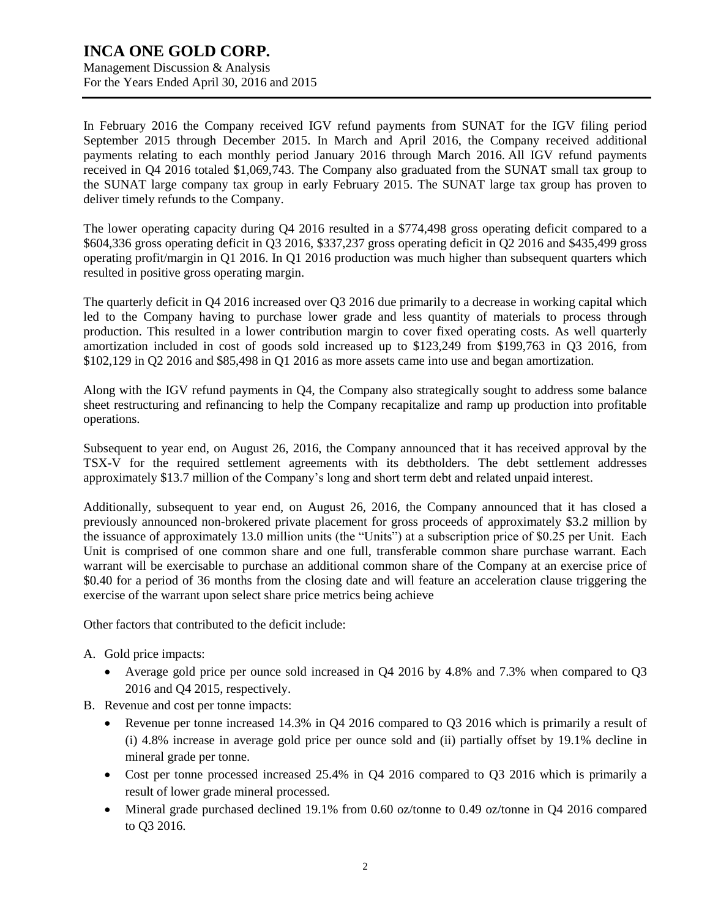In February 2016 the Company received IGV refund payments from SUNAT for the IGV filing period September 2015 through December 2015. In March and April 2016, the Company received additional payments relating to each monthly period January 2016 through March 2016. All IGV refund payments received in Q4 2016 totaled $1,069,743. The Company also graduated from the SUNAT small tax group to the SUNAT large company tax group in early February 2015. The SUNAT large tax group has proven to deliver timely refunds to the Company.

The lower operating capacity during Q4 2016 resulted in a $774,498 gross operating deficit compared to a $604,336 gross operating deficit in Q3 2016, $337,237 gross operating deficit in Q2 2016 and $435,499 gross operating profit/margin in Q1 2016. In Q1 2016 production was much higher than subsequent quarters which resulted in positive gross operating margin.

The quarterly deficit in Q4 2016 increased over Q3 2016 due primarily to a decrease in working capital which led to the Company having to purchase lower grade and less quantity of materials to process through production. This resulted in a lower contribution margin to cover fixed operating costs. As well quarterly amortization included in cost of goods sold increased up to $123,249 from $199,763 in Q3 2016, from $102,129 in Q2 2016 and $85,498 in Q1 2016 as more assets came into use and began amortization.

Along with the IGV refund payments in Q4, the Company also strategically sought to address some balance sheet restructuring and refinancing to help the Company recapitalize and ramp up production into profitable operations.

Subsequent to year end, on August 26, 2016, the Company announced that it has received approval by the TSX-V for the required settlement agreements with its debtholders. The debt settlement addresses approximately $13.7 million of the Company's long and short term debt and related unpaid interest.

Additionally, subsequent to year end, on August 26, 2016, the Company announced that it has closed a previously announced non-brokered private placement for gross proceeds of approximately $3.2 million by the issuance of approximately 13.0 million units (the "Units") at a subscription price of $0.25 per Unit. Each Unit is comprised of one common share and one full, transferable common share purchase warrant. Each warrant will be exercisable to purchase an additional common share of the Company at an exercise price of $0.40 for a period of 36 months from the closing date and will feature an acceleration clause triggering the exercise of the warrant upon select share price metrics being achieve

Other factors that contributed to the deficit include:

A. Gold price impacts:
   - Average gold price per ounce sold increased in Q4 2016 by 4.8% and 7.3% when compared to Q3 2016 and Q4 2015, respectively.
B. Revenue and cost per tonne impacts:
   - Revenue per tonne increased 14.3% in Q4 2016 compared to Q3 2016 which is primarily a result of (i) 4.8% increase in average gold price per ounce sold and (ii) partially offset by 19.1% decline in mineral grade per tonne.
   - Cost per tonne processed increased 25.4% in Q4 2016 compared to Q3 2016 which is primarily a result of lower grade mineral processed.
   - Mineral grade purchased declined 19.1% from 0.60 oz/tonne to 0.49 oz/tonne in Q4 2016 compared to Q3 2016.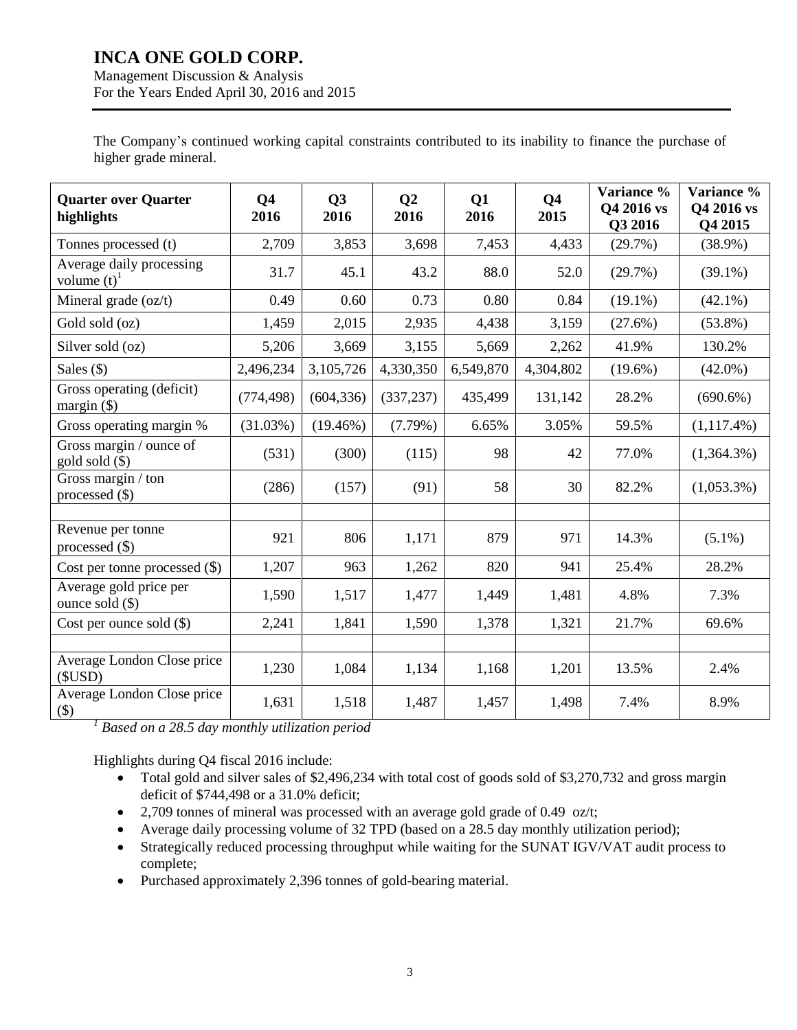The Company's continued working capital constraints contributed to its inability to finance the purchase of higher grade mineral.

| Quarter over Quarter highlights | Q4 2016 | Q3 2016 | Q2 2016 | Q1 2016 | Q4 2015 | Variance % Q4 2016 vs Q3 2016 | Variance % Q4 2016 vs Q4 2015 |
|---|---|---|---|---|---|---|---|
| Tonnes processed (t) | 2,709 | 3,853 | 3,698 | 7,453 | 4,433 | (29.7%) | (38.9%) |
| Average daily processing volume (t)[1] | 31.7 | 45.1 | 43.2 | 88.0 | 52.0 | (29.7%) | (39.1%) |
| Mineral grade (oz/t) | 0.49 | 0.60 | 0.73 | 0.80 | 0.84 | (19.1%) | (42.1%) |
| Gold sold (oz) | 1,459 | 2,015 | 2,935 | 4,438 | 3,159 | (27.6%) | (53.8%) |
| Silver sold (oz) | 5,206 | 3,669 | 3,155 | 5,669 | 2,262 | 41.9% | 130.2% |
| Sales ($) | 2,496,234 | 3,105,726 | 4,330,350 | 6,549,870 | 4,304,802 | (19.6%) | (42.0%) |
| Gross operating (deficit) margin ($) | (774,498) | (604,336) | (337,237) | 435,499 | 131,142 | 28.2% | (690.6%) |
| Gross operating margin % | (31.03%) | (19.46%) | (7.79%) | 6.65% | 3.05% | 59.5% | (1,117.4%) |
| Gross margin / ounce of gold sold ($) | (531) | (300) | (115) | 98 | 42 | 77.0% | (1,364.3%) |
| Gross margin / ton processed ($) | (286) | (157) | (91) | 58 | 30 | 82.2% | (1,053.3%) |
| | | | | | | | |
| Revenue per tonne processed ($) | 921 | 806 | 1,171 | 879 | 971 | 14.3% | (5.1%) |
| Cost per tonne processed ($) | 1,207 | 963 | 1,262 | 820 | 941 | 25.4% | 28.2% |
| Average gold price per ounce sold ($) | 1,590 | 1,517 | 1,477 | 1,449 | 1,481 | 4.8% | 7.3% |
| Cost per ounce sold ($) | 2,241 | 1,841 | 1,590 | 1,378 | 1,321 | 21.7% | 69.6% |
| | | | | | | | |
| Average London Close price ($USD) | 1,230 | 1,084 | 1,134 | 1,168 | 1,201 | 13.5% | 2.4% |
| Average London Close price ($) | 1,631 | 1,518 | 1,487 | 1,457 | 1,498 | 7.4% | 8.9% |

[1] *Based on a 28.5 day monthly utilization period*

Highlights during Q4 fiscal 2016 include:

- Total gold and silver sales of $2,496,234 with total cost of goods sold of $3,270,732 and gross margin deficit of $744,498 or a 31.0% deficit;
- 2,709 tonnes of mineral was processed with an average gold grade of 0.49 oz/t;
- Average daily processing volume of 32 TPD (based on a 28.5 day monthly utilization period);
- Strategically reduced processing throughput while waiting for the SUNAT IGV/VAT audit process to complete;
- Purchased approximately 2,396 tonnes of gold-bearing material.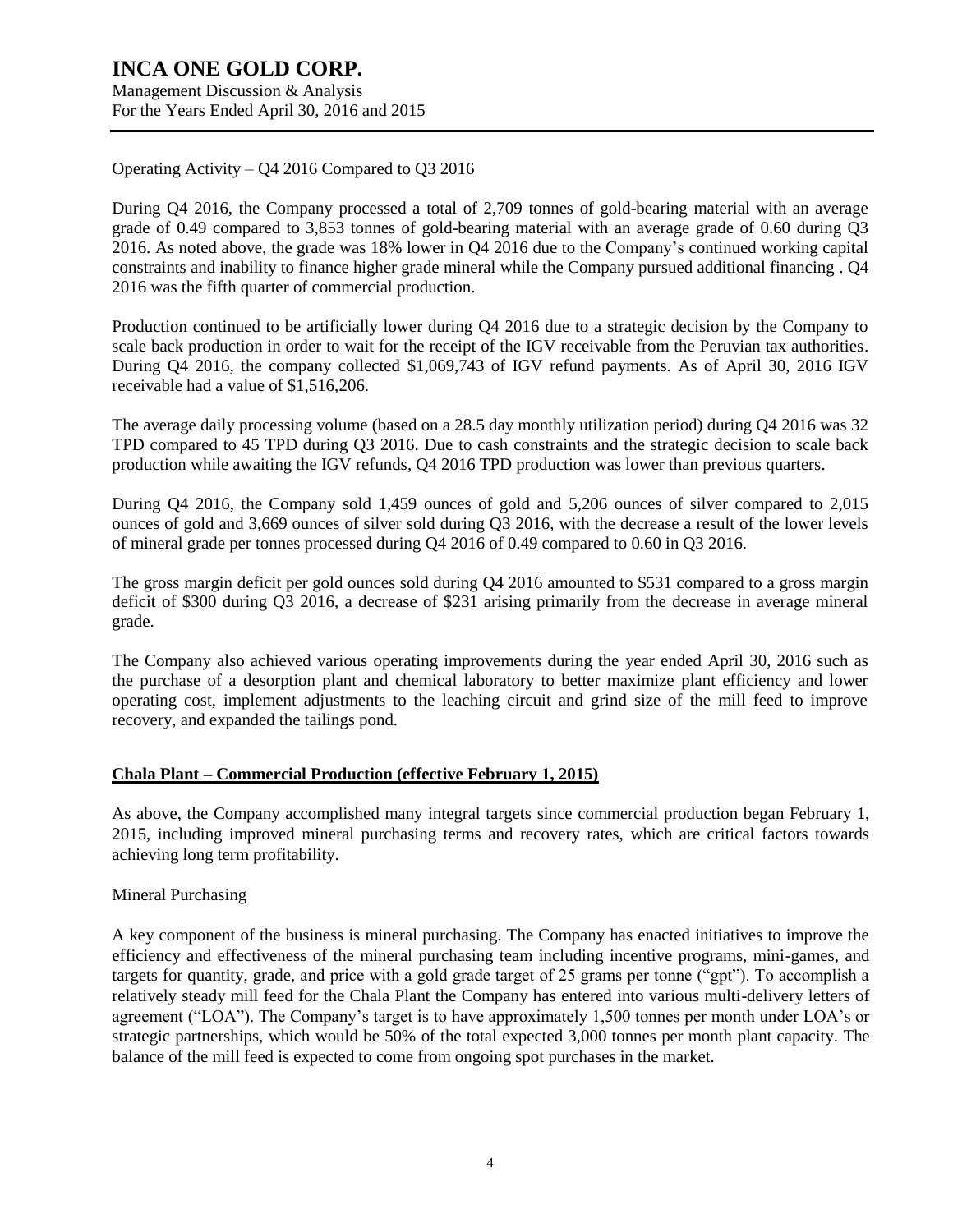Operating Activity – Q4 2016 Compared to Q3 2016

During Q4 2016, the Company processed a total of 2,709 tonnes of gold-bearing material with an average grade of 0.49 compared to 3,853 tonnes of gold-bearing material with an average grade of 0.60 during Q3 2016. As noted above, the grade was 18% lower in Q4 2016 due to the Company's continued working capital constraints and inability to finance higher grade mineral while the Company pursued additional financing . Q4 2016 was the fifth quarter of commercial production.

Production continued to be artificially lower during Q4 2016 due to a strategic decision by the Company to scale back production in order to wait for the receipt of the IGV receivable from the Peruvian tax authorities. During Q4 2016, the company collected $1,069,743 of IGV refund payments. As of April 30, 2016 IGV receivable had a value of $1,516,206.

The average daily processing volume (based on a 28.5 day monthly utilization period) during Q4 2016 was 32 TPD compared to 45 TPD during Q3 2016. Due to cash constraints and the strategic decision to scale back production while awaiting the IGV refunds, Q4 2016 TPD production was lower than previous quarters.

During Q4 2016, the Company sold 1,459 ounces of gold and 5,206 ounces of silver compared to 2,015 ounces of gold and 3,669 ounces of silver sold during Q3 2016, with the decrease a result of the lower levels of mineral grade per tonnes processed during Q4 2016 of 0.49 compared to 0.60 in Q3 2016.

The gross margin deficit per gold ounces sold during Q4 2016 amounted to $531 compared to a gross margin deficit of $300 during Q3 2016, a decrease of $231 arising primarily from the decrease in average mineral grade.

The Company also achieved various operating improvements during the year ended April 30, 2016 such as the purchase of a desorption plant and chemical laboratory to better maximize plant efficiency and lower operating cost, implement adjustments to the leaching circuit and grind size of the mill feed to improve recovery, and expanded the tailings pond.

## Chala Plant – Commercial Production (effective February 1, 2015)

As above, the Company accomplished many integral targets since commercial production began February 1, 2015, including improved mineral purchasing terms and recovery rates, which are critical factors towards achieving long term profitability.

Mineral Purchasing

A key component of the business is mineral purchasing. The Company has enacted initiatives to improve the efficiency and effectiveness of the mineral purchasing team including incentive programs, mini-games, and targets for quantity, grade, and price with a gold grade target of 25 grams per tonne ("gpt"). To accomplish a relatively steady mill feed for the Chala Plant the Company has entered into various multi-delivery letters of agreement ("LOA"). The Company's target is to have approximately 1,500 tonnes per month under LOA's or strategic partnerships, which would be 50% of the total expected 3,000 tonnes per month plant capacity. The balance of the mill feed is expected to come from ongoing spot purchases in the market.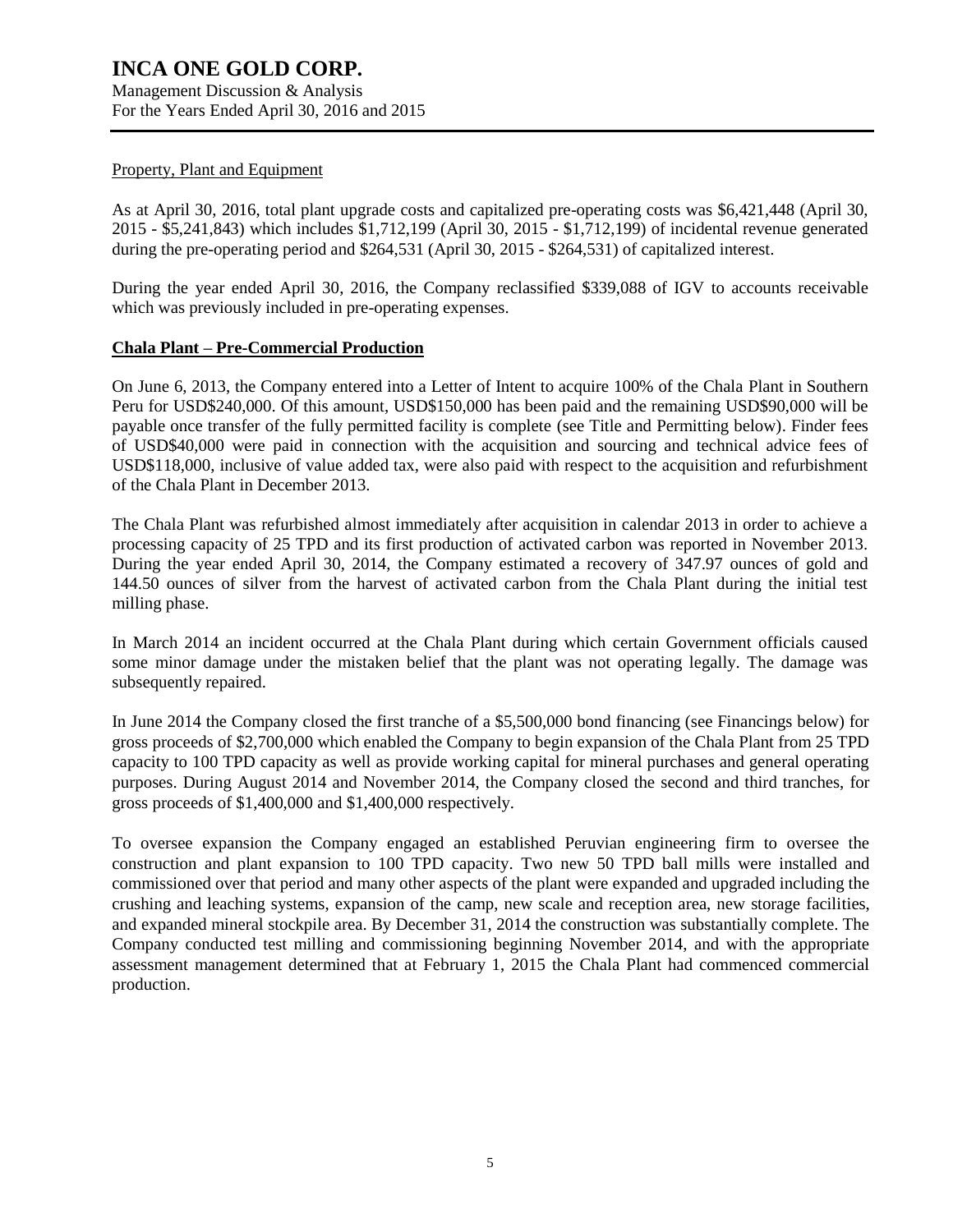Property, Plant and Equipment

As at April 30, 2016, total plant upgrade costs and capitalized pre-operating costs was $6,421,448 (April 30, 2015 - $5,241,843) which includes $1,712,199 (April 30, 2015 - $1,712,199) of incidental revenue generated during the pre-operating period and $264,531 (April 30, 2015 - $264,531) of capitalized interest.

During the year ended April 30, 2016, the Company reclassified $339,088 of IGV to accounts receivable which was previously included in pre-operating expenses.

## Chala Plant – Pre-Commercial Production

On June 6, 2013, the Company entered into a Letter of Intent to acquire 100% of the Chala Plant in Southern Peru for USD$240,000. Of this amount, USD$150,000 has been paid and the remaining USD$90,000 will be payable once transfer of the fully permitted facility is complete (see Title and Permitting below). Finder fees of USD$40,000 were paid in connection with the acquisition and sourcing and technical advice fees of USD$118,000, inclusive of value added tax, were also paid with respect to the acquisition and refurbishment of the Chala Plant in December 2013.

The Chala Plant was refurbished almost immediately after acquisition in calendar 2013 in order to achieve a processing capacity of 25 TPD and its first production of activated carbon was reported in November 2013. During the year ended April 30, 2014, the Company estimated a recovery of 347.97 ounces of gold and 144.50 ounces of silver from the harvest of activated carbon from the Chala Plant during the initial test milling phase.

In March 2014 an incident occurred at the Chala Plant during which certain Government officials caused some minor damage under the mistaken belief that the plant was not operating legally. The damage was subsequently repaired.

In June 2014 the Company closed the first tranche of a $5,500,000 bond financing (see Financings below) for gross proceeds of $2,700,000 which enabled the Company to begin expansion of the Chala Plant from 25 TPD capacity to 100 TPD capacity as well as provide working capital for mineral purchases and general operating purposes. During August 2014 and November 2014, the Company closed the second and third tranches, for gross proceeds of $1,400,000 and $1,400,000 respectively.

To oversee expansion the Company engaged an established Peruvian engineering firm to oversee the construction and plant expansion to 100 TPD capacity. Two new 50 TPD ball mills were installed and commissioned over that period and many other aspects of the plant were expanded and upgraded including the crushing and leaching systems, expansion of the camp, new scale and reception area, new storage facilities, and expanded mineral stockpile area. By December 31, 2014 the construction was substantially complete. The Company conducted test milling and commissioning beginning November 2014, and with the appropriate assessment management determined that at February 1, 2015 the Chala Plant had commenced commercial production.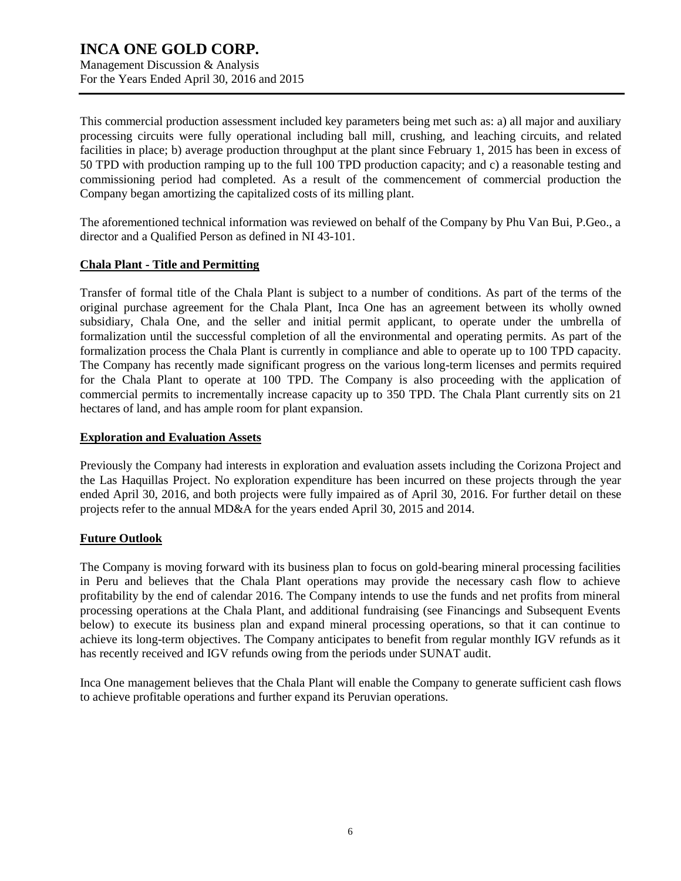This commercial production assessment included key parameters being met such as: a) all major and auxiliary processing circuits were fully operational including ball mill, crushing, and leaching circuits, and related facilities in place; b) average production throughput at the plant since February 1, 2015 has been in excess of 50 TPD with production ramping up to the full 100 TPD production capacity; and c) a reasonable testing and commissioning period had completed. As a result of the commencement of commercial production the Company began amortizing the capitalized costs of its milling plant.

The aforementioned technical information was reviewed on behalf of the Company by Phu Van Bui, P.Geo., a director and a Qualified Person as defined in NI 43-101.

## Chala Plant - Title and Permitting

Transfer of formal title of the Chala Plant is subject to a number of conditions. As part of the terms of the original purchase agreement for the Chala Plant, Inca One has an agreement between its wholly owned subsidiary, Chala One, and the seller and initial permit applicant, to operate under the umbrella of formalization until the successful completion of all the environmental and operating permits. As part of the formalization process the Chala Plant is currently in compliance and able to operate up to 100 TPD capacity. The Company has recently made significant progress on the various long-term licenses and permits required for the Chala Plant to operate at 100 TPD. The Company is also proceeding with the application of commercial permits to incrementally increase capacity up to 350 TPD. The Chala Plant currently sits on 21 hectares of land, and has ample room for plant expansion.

## Exploration and Evaluation Assets

Previously the Company had interests in exploration and evaluation assets including the Corizona Project and the Las Haquillas Project. No exploration expenditure has been incurred on these projects through the year ended April 30, 2016, and both projects were fully impaired as of April 30, 2016. For further detail on these projects refer to the annual MD&A for the years ended April 30, 2015 and 2014.

## Future Outlook

The Company is moving forward with its business plan to focus on gold-bearing mineral processing facilities in Peru and believes that the Chala Plant operations may provide the necessary cash flow to achieve profitability by the end of calendar 2016. The Company intends to use the funds and net profits from mineral processing operations at the Chala Plant, and additional fundraising (see Financings and Subsequent Events below) to execute its business plan and expand mineral processing operations, so that it can continue to achieve its long-term objectives. The Company anticipates to benefit from regular monthly IGV refunds as it has recently received and IGV refunds owing from the periods under SUNAT audit.

Inca One management believes that the Chala Plant will enable the Company to generate sufficient cash flows to achieve profitable operations and further expand its Peruvian operations.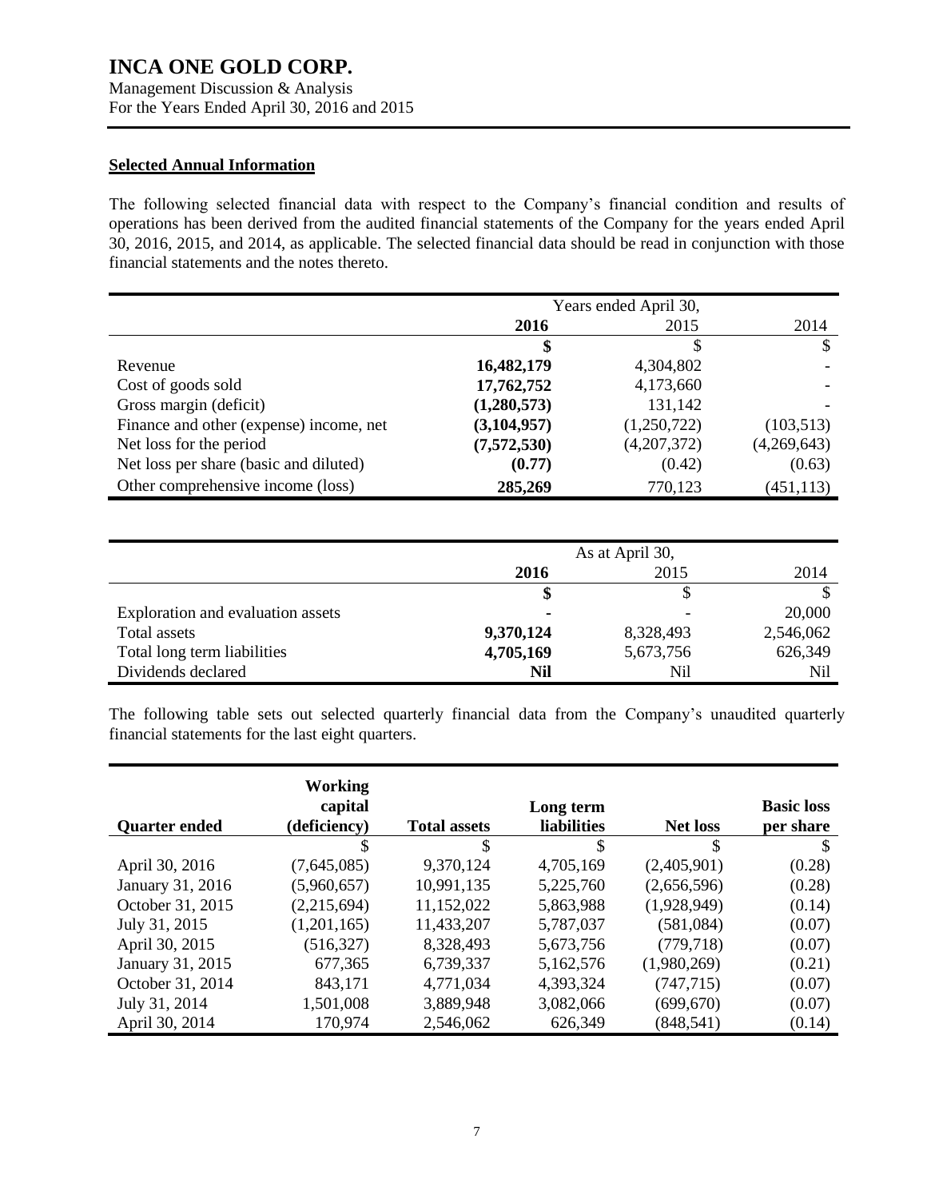## Selected Annual Information

The following selected financial data with respect to the Company's financial condition and results of operations has been derived from the audited financial statements of the Company for the years ended April 30, 2016, 2015, and 2014, as applicable. The selected financial data should be read in conjunction with those financial statements and the notes thereto.

| | Years ended April 30, | | |
|---|---|---|---|
| | **2016** | 2015 | 2014 |
| | **$** | $ | $ |
| Revenue | **16,482,179** | 4,304,802 | - |
| Cost of goods sold | **17,762,752** | 4,173,660 | - |
| Gross margin (deficit) | **(1,280,573)** | 131,142 | - |
| Finance and other (expense) income, net | **(3,104,957)** | (1,250,722) | (103,513) |
| Net loss for the period | **(7,572,530)** | (4,207,372) | (4,269,643) |
| Net loss per share (basic and diluted) | **(0.77)** | (0.42) | (0.63) |
| Other comprehensive income (loss) | **285,269** | 770,123 | (451,113) |

| | As at April 30, | | |
|---|---|---|---|
| | **2016** | 2015 | 2014 |
| | **$** | $ | $ |
| Exploration and evaluation assets | **-** | - | 20,000 |
| Total assets | **9,370,124** | 8,328,493 | 2,546,062 |
| Total long term liabilities | **4,705,169** | 5,673,756 | 626,349 |
| Dividends declared | **Nil** | Nil | Nil |

The following table sets out selected quarterly financial data from the Company's unaudited quarterly financial statements for the last eight quarters.

| Quarter ended | Working capital (deficiency) | Total assets | Long term liabilities | Net loss | Basic loss per share |
|---|---|---|---|---|---|
| | $ | $ | $ | $ | $ |
| April 30, 2016 | (7,645,085) | 9,370,124 | 4,705,169 | (2,405,901) | (0.28) |
| January 31, 2016 | (5,960,657) | 10,991,135 | 5,225,760 | (2,656,596) | (0.28) |
| October 31, 2015 | (2,215,694) | 11,152,022 | 5,863,988 | (1,928,949) | (0.14) |
| July 31, 2015 | (1,201,165) | 11,433,207 | 5,787,037 | (581,084) | (0.07) |
| April 30, 2015 | (516,327) | 8,328,493 | 5,673,756 | (779,718) | (0.07) |
| January 31, 2015 | 677,365 | 6,739,337 | 5,162,576 | (1,980,269) | (0.21) |
| October 31, 2014 | 843,171 | 4,771,034 | 4,393,324 | (747,715) | (0.07) |
| July 31, 2014 | 1,501,008 | 3,889,948 | 3,082,066 | (699,670) | (0.07) |
| April 30, 2014 | 170,974 | 2,546,062 | 626,349 | (848,541) | (0.14) |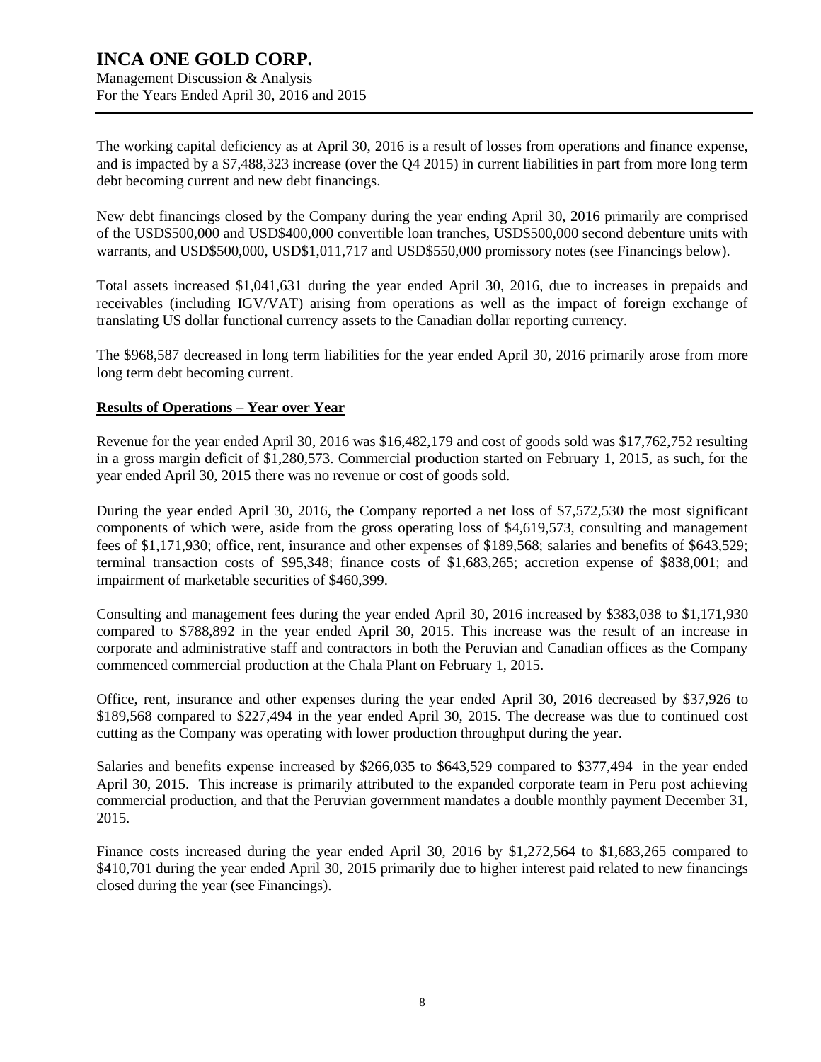The working capital deficiency as at April 30, 2016 is a result of losses from operations and finance expense, and is impacted by a $7,488,323 increase (over the Q4 2015) in current liabilities in part from more long term debt becoming current and new debt financings.

New debt financings closed by the Company during the year ending April 30, 2016 primarily are comprised of the USD$500,000 and USD$400,000 convertible loan tranches, USD$500,000 second debenture units with warrants, and USD$500,000, USD$1,011,717 and USD$550,000 promissory notes (see Financings below).

Total assets increased $1,041,631 during the year ended April 30, 2016, due to increases in prepaids and receivables (including IGV/VAT) arising from operations as well as the impact of foreign exchange of translating US dollar functional currency assets to the Canadian dollar reporting currency.

The $968,587 decreased in long term liabilities for the year ended April 30, 2016 primarily arose from more long term debt becoming current.

## **Results of Operations – Year over Year**

Revenue for the year ended April 30, 2016 was $16,482,179 and cost of goods sold was $17,762,752 resulting in a gross margin deficit of $1,280,573. Commercial production started on February 1, 2015, as such, for the year ended April 30, 2015 there was no revenue or cost of goods sold.

During the year ended April 30, 2016, the Company reported a net loss of $7,572,530 the most significant components of which were, aside from the gross operating loss of $4,619,573, consulting and management fees of $1,171,930; office, rent, insurance and other expenses of $189,568; salaries and benefits of $643,529; terminal transaction costs of $95,348; finance costs of $1,683,265; accretion expense of $838,001; and impairment of marketable securities of $460,399.

Consulting and management fees during the year ended April 30, 2016 increased by $383,038 to $1,171,930 compared to $788,892 in the year ended April 30, 2015. This increase was the result of an increase in corporate and administrative staff and contractors in both the Peruvian and Canadian offices as the Company commenced commercial production at the Chala Plant on February 1, 2015.

Office, rent, insurance and other expenses during the year ended April 30, 2016 decreased by $37,926 to $189,568 compared to $227,494 in the year ended April 30, 2015. The decrease was due to continued cost cutting as the Company was operating with lower production throughput during the year.

Salaries and benefits expense increased by $266,035 to $643,529 compared to $377,494 in the year ended April 30, 2015. This increase is primarily attributed to the expanded corporate team in Peru post achieving commercial production, and that the Peruvian government mandates a double monthly payment December 31, 2015.

Finance costs increased during the year ended April 30, 2016 by $1,272,564 to $1,683,265 compared to $410,701 during the year ended April 30, 2015 primarily due to higher interest paid related to new financings closed during the year (see Financings).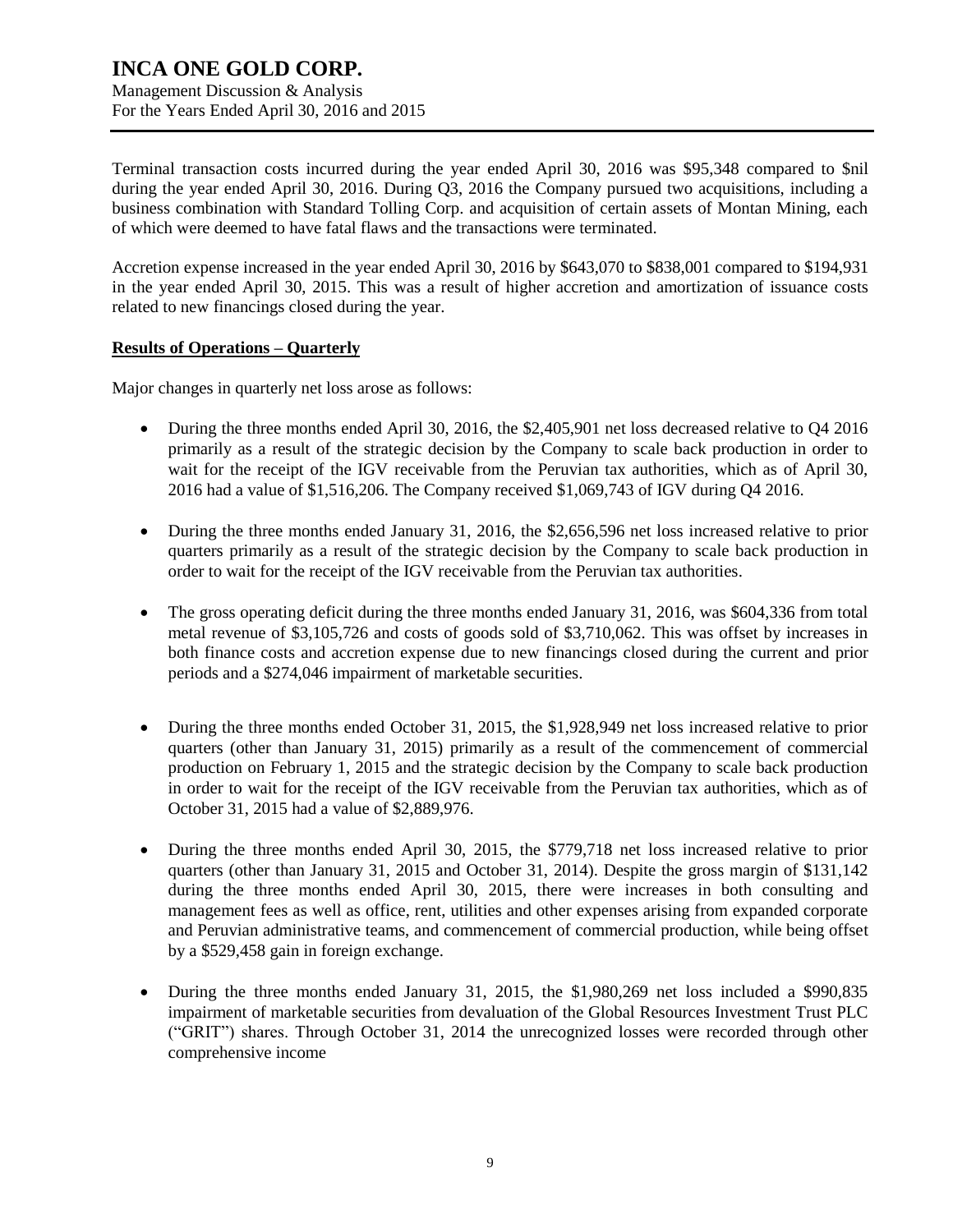Terminal transaction costs incurred during the year ended April 30, 2016 was $95,348 compared to $nil during the year ended April 30, 2016. During Q3, 2016 the Company pursued two acquisitions, including a business combination with Standard Tolling Corp. and acquisition of certain assets of Montan Mining, each of which were deemed to have fatal flaws and the transactions were terminated.

Accretion expense increased in the year ended April 30, 2016 by $643,070 to $838,001 compared to $194,931 in the year ended April 30, 2015. This was a result of higher accretion and amortization of issuance costs related to new financings closed during the year.

**Results of Operations – Quarterly**

Major changes in quarterly net loss arose as follows:

- During the three months ended April 30, 2016, the $2,405,901 net loss decreased relative to Q4 2016 primarily as a result of the strategic decision by the Company to scale back production in order to wait for the receipt of the IGV receivable from the Peruvian tax authorities, which as of April 30, 2016 had a value of $1,516,206. The Company received $1,069,743 of IGV during Q4 2016.
- During the three months ended January 31, 2016, the $2,656,596 net loss increased relative to prior quarters primarily as a result of the strategic decision by the Company to scale back production in order to wait for the receipt of the IGV receivable from the Peruvian tax authorities.
- The gross operating deficit during the three months ended January 31, 2016, was $604,336 from total metal revenue of $3,105,726 and costs of goods sold of $3,710,062. This was offset by increases in both finance costs and accretion expense due to new financings closed during the current and prior periods and a $274,046 impairment of marketable securities.
- During the three months ended October 31, 2015, the $1,928,949 net loss increased relative to prior quarters (other than January 31, 2015) primarily as a result of the commencement of commercial production on February 1, 2015 and the strategic decision by the Company to scale back production in order to wait for the receipt of the IGV receivable from the Peruvian tax authorities, which as of October 31, 2015 had a value of $2,889,976.
- During the three months ended April 30, 2015, the $779,718 net loss increased relative to prior quarters (other than January 31, 2015 and October 31, 2014). Despite the gross margin of $131,142 during the three months ended April 30, 2015, there were increases in both consulting and management fees as well as office, rent, utilities and other expenses arising from expanded corporate and Peruvian administrative teams, and commencement of commercial production, while being offset by a $529,458 gain in foreign exchange.
- During the three months ended January 31, 2015, the $1,980,269 net loss included a $990,835 impairment of marketable securities from devaluation of the Global Resources Investment Trust PLC ("GRIT") shares. Through October 31, 2014 the unrecognized losses were recorded through other comprehensive income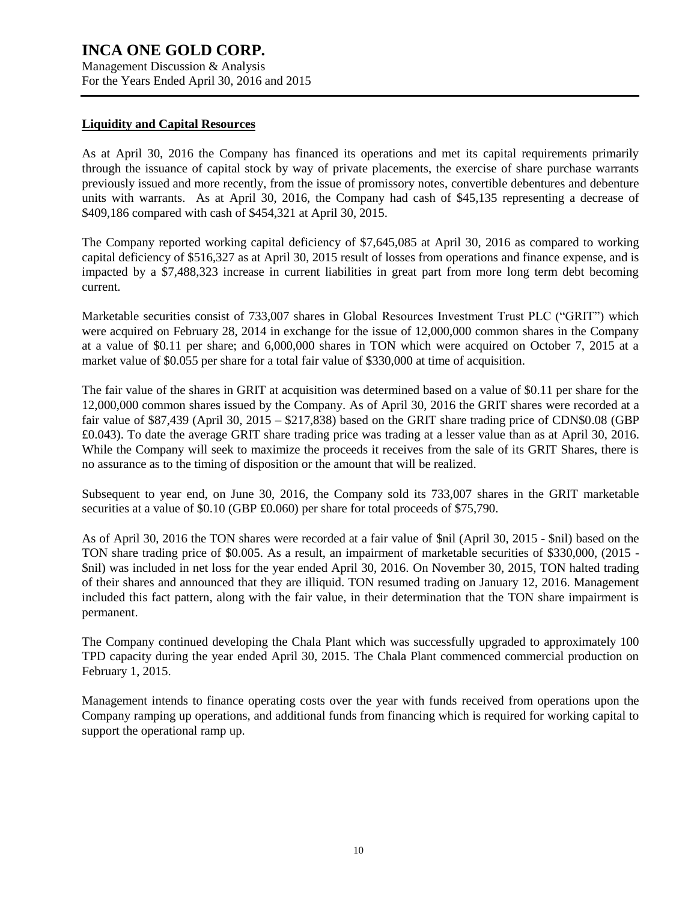## Liquidity and Capital Resources

As at April 30, 2016 the Company has financed its operations and met its capital requirements primarily through the issuance of capital stock by way of private placements, the exercise of share purchase warrants previously issued and more recently, from the issue of promissory notes, convertible debentures and debenture units with warrants. As at April 30, 2016, the Company had cash of $45,135 representing a decrease of $409,186 compared with cash of $454,321 at April 30, 2015.

The Company reported working capital deficiency of $7,645,085 at April 30, 2016 as compared to working capital deficiency of $516,327 as at April 30, 2015 result of losses from operations and finance expense, and is impacted by a $7,488,323 increase in current liabilities in great part from more long term debt becoming current.

Marketable securities consist of 733,007 shares in Global Resources Investment Trust PLC ("GRIT") which were acquired on February 28, 2014 in exchange for the issue of 12,000,000 common shares in the Company at a value of $0.11 per share; and 6,000,000 shares in TON which were acquired on October 7, 2015 at a market value of $0.055 per share for a total fair value of $330,000 at time of acquisition.

The fair value of the shares in GRIT at acquisition was determined based on a value of $0.11 per share for the 12,000,000 common shares issued by the Company. As of April 30, 2016 the GRIT shares were recorded at a fair value of $87,439 (April 30, 2015 – $217,838) based on the GRIT share trading price of CDN$0.08 (GBP £0.043). To date the average GRIT share trading price was trading at a lesser value than as at April 30, 2016. While the Company will seek to maximize the proceeds it receives from the sale of its GRIT Shares, there is no assurance as to the timing of disposition or the amount that will be realized.

Subsequent to year end, on June 30, 2016, the Company sold its 733,007 shares in the GRIT marketable securities at a value of $0.10 (GBP £0.060) per share for total proceeds of $75,790.

As of April 30, 2016 the TON shares were recorded at a fair value of $nil (April 30, 2015 - $nil) based on the TON share trading price of $0.005. As a result, an impairment of marketable securities of $330,000, (2015 - $nil) was included in net loss for the year ended April 30, 2016. On November 30, 2015, TON halted trading of their shares and announced that they are illiquid. TON resumed trading on January 12, 2016. Management included this fact pattern, along with the fair value, in their determination that the TON share impairment is permanent.

The Company continued developing the Chala Plant which was successfully upgraded to approximately 100 TPD capacity during the year ended April 30, 2015. The Chala Plant commenced commercial production on February 1, 2015.

Management intends to finance operating costs over the year with funds received from operations upon the Company ramping up operations, and additional funds from financing which is required for working capital to support the operational ramp up.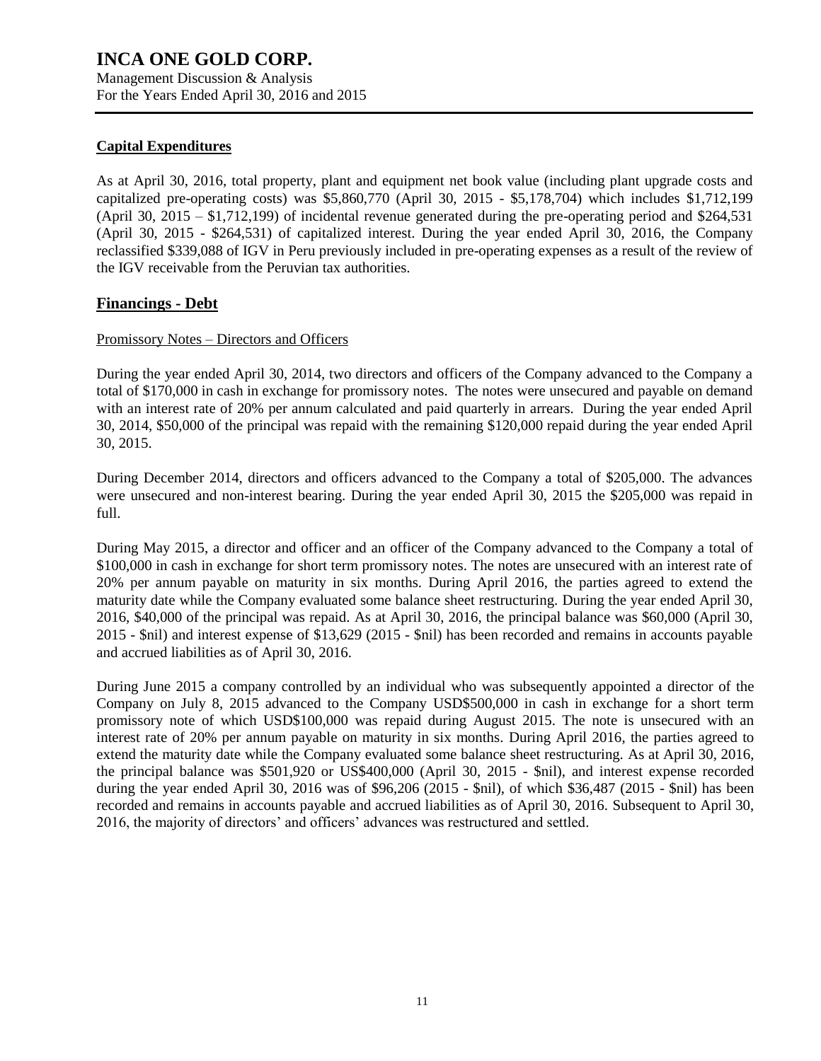## Capital Expenditures

As at April 30, 2016, total property, plant and equipment net book value (including plant upgrade costs and capitalized pre-operating costs) was $5,860,770 (April 30, 2015 - $5,178,704) which includes $1,712,199 (April 30, 2015 – $1,712,199) of incidental revenue generated during the pre-operating period and $264,531 (April 30, 2015 - $264,531) of capitalized interest. During the year ended April 30, 2016, the Company reclassified $339,088 of IGV in Peru previously included in pre-operating expenses as a result of the review of the IGV receivable from the Peruvian tax authorities.

## Financings - Debt

Promissory Notes – Directors and Officers

During the year ended April 30, 2014, two directors and officers of the Company advanced to the Company a total of $170,000 in cash in exchange for promissory notes. The notes were unsecured and payable on demand with an interest rate of 20% per annum calculated and paid quarterly in arrears. During the year ended April 30, 2014, $50,000 of the principal was repaid with the remaining $120,000 repaid during the year ended April 30, 2015.

During December 2014, directors and officers advanced to the Company a total of $205,000. The advances were unsecured and non-interest bearing. During the year ended April 30, 2015 the $205,000 was repaid in full.

During May 2015, a director and officer and an officer of the Company advanced to the Company a total of $100,000 in cash in exchange for short term promissory notes. The notes are unsecured with an interest rate of 20% per annum payable on maturity in six months. During April 2016, the parties agreed to extend the maturity date while the Company evaluated some balance sheet restructuring. During the year ended April 30, 2016, $40,000 of the principal was repaid. As at April 30, 2016, the principal balance was $60,000 (April 30, 2015 - $nil) and interest expense of $13,629 (2015 - $nil) has been recorded and remains in accounts payable and accrued liabilities as of April 30, 2016.

During June 2015 a company controlled by an individual who was subsequently appointed a director of the Company on July 8, 2015 advanced to the Company USD$500,000 in cash in exchange for a short term promissory note of which USD$100,000 was repaid during August 2015. The note is unsecured with an interest rate of 20% per annum payable on maturity in six months. During April 2016, the parties agreed to extend the maturity date while the Company evaluated some balance sheet restructuring. As at April 30, 2016, the principal balance was $501,920 or US$400,000 (April 30, 2015 - $nil), and interest expense recorded during the year ended April 30, 2016 was of $96,206 (2015 - $nil), of which $36,487 (2015 - $nil) has been recorded and remains in accounts payable and accrued liabilities as of April 30, 2016. Subsequent to April 30, 2016, the majority of directors' and officers' advances was restructured and settled.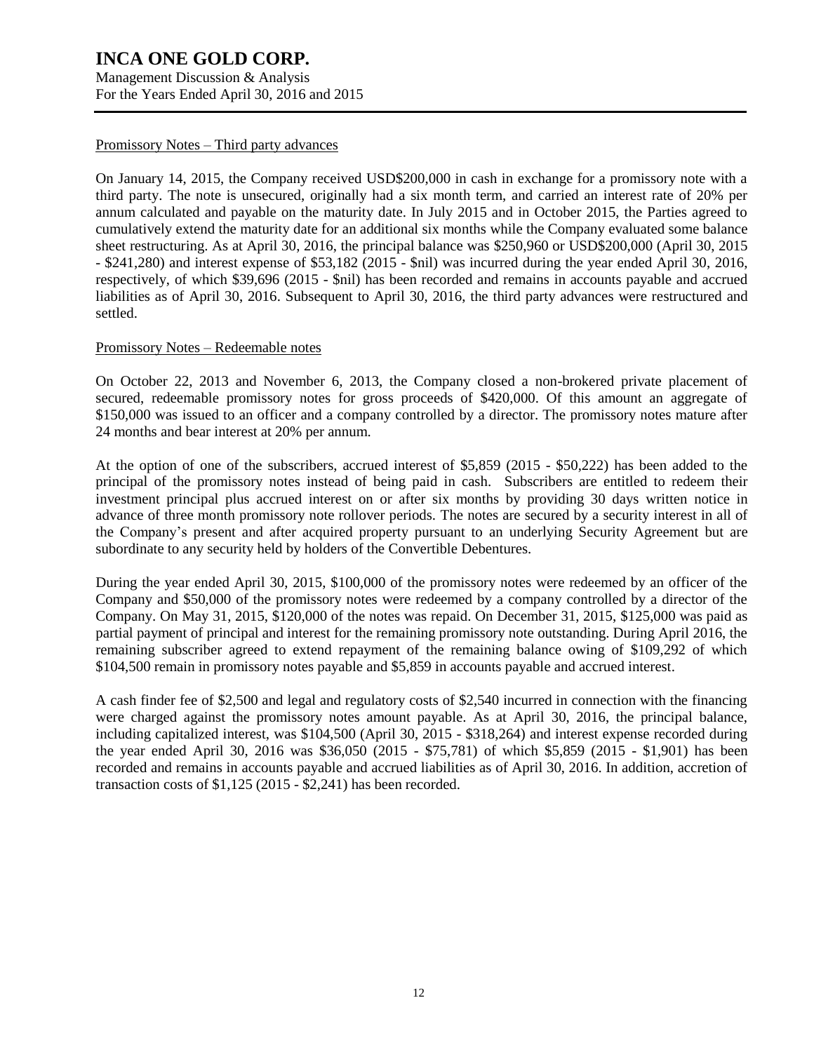#### Promissory Notes – Third party advances

On January 14, 2015, the Company received USD$200,000 in cash in exchange for a promissory note with a third party. The note is unsecured, originally had a six month term, and carried an interest rate of 20% per annum calculated and payable on the maturity date. In July 2015 and in October 2015, the Parties agreed to cumulatively extend the maturity date for an additional six months while the Company evaluated some balance sheet restructuring. As at April 30, 2016, the principal balance was $250,960 or USD$200,000 (April 30, 2015 - $241,280) and interest expense of $53,182 (2015 - $nil) was incurred during the year ended April 30, 2016, respectively, of which $39,696 (2015 - $nil) has been recorded and remains in accounts payable and accrued liabilities as of April 30, 2016. Subsequent to April 30, 2016, the third party advances were restructured and settled.

#### Promissory Notes – Redeemable notes

On October 22, 2013 and November 6, 2013, the Company closed a non-brokered private placement of secured, redeemable promissory notes for gross proceeds of $420,000. Of this amount an aggregate of $150,000 was issued to an officer and a company controlled by a director. The promissory notes mature after 24 months and bear interest at 20% per annum.

At the option of one of the subscribers, accrued interest of $5,859 (2015 - $50,222) has been added to the principal of the promissory notes instead of being paid in cash. Subscribers are entitled to redeem their investment principal plus accrued interest on or after six months by providing 30 days written notice in advance of three month promissory note rollover periods. The notes are secured by a security interest in all of the Company's present and after acquired property pursuant to an underlying Security Agreement but are subordinate to any security held by holders of the Convertible Debentures.

During the year ended April 30, 2015, $100,000 of the promissory notes were redeemed by an officer of the Company and $50,000 of the promissory notes were redeemed by a company controlled by a director of the Company. On May 31, 2015, $120,000 of the notes was repaid. On December 31, 2015, $125,000 was paid as partial payment of principal and interest for the remaining promissory note outstanding. During April 2016, the remaining subscriber agreed to extend repayment of the remaining balance owing of $109,292 of which $104,500 remain in promissory notes payable and $5,859 in accounts payable and accrued interest.

A cash finder fee of $2,500 and legal and regulatory costs of $2,540 incurred in connection with the financing were charged against the promissory notes amount payable. As at April 30, 2016, the principal balance, including capitalized interest, was $104,500 (April 30, 2015 - $318,264) and interest expense recorded during the year ended April 30, 2016 was $36,050 (2015 - $75,781) of which $5,859 (2015 - $1,901) has been recorded and remains in accounts payable and accrued liabilities as of April 30, 2016. In addition, accretion of transaction costs of $1,125 (2015 - $2,241) has been recorded.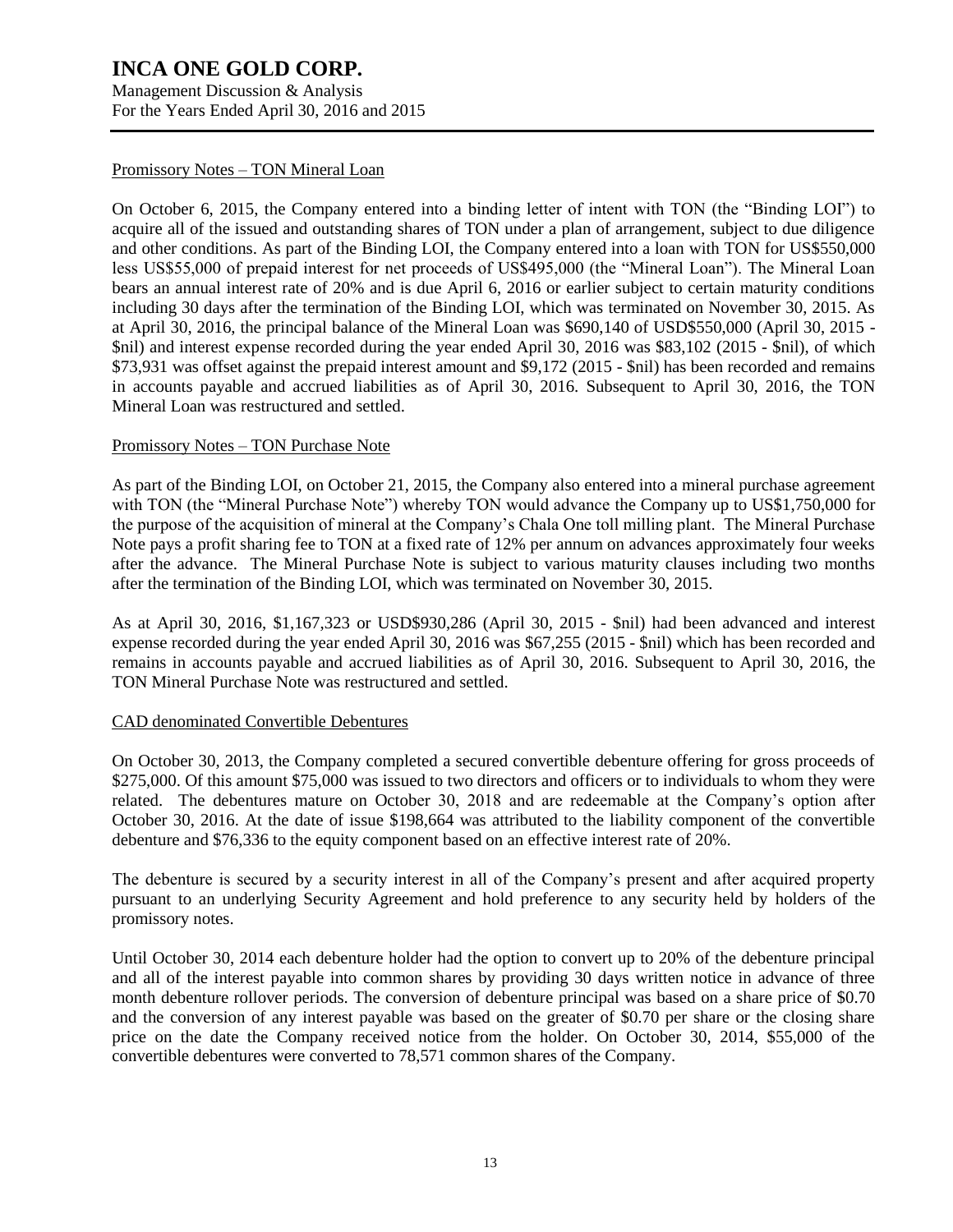### Promissory Notes – TON Mineral Loan

On October 6, 2015, the Company entered into a binding letter of intent with TON (the "Binding LOI") to acquire all of the issued and outstanding shares of TON under a plan of arrangement, subject to due diligence and other conditions. As part of the Binding LOI, the Company entered into a loan with TON for US$550,000 less US$55,000 of prepaid interest for net proceeds of US$495,000 (the "Mineral Loan"). The Mineral Loan bears an annual interest rate of 20% and is due April 6, 2016 or earlier subject to certain maturity conditions including 30 days after the termination of the Binding LOI, which was terminated on November 30, 2015. As at April 30, 2016, the principal balance of the Mineral Loan was $690,140 of USD$550,000 (April 30, 2015 - $nil) and interest expense recorded during the year ended April 30, 2016 was $83,102 (2015 - $nil), of which $73,931 was offset against the prepaid interest amount and $9,172 (2015 - $nil) has been recorded and remains in accounts payable and accrued liabilities as of April 30, 2016. Subsequent to April 30, 2016, the TON Mineral Loan was restructured and settled.

### Promissory Notes – TON Purchase Note

As part of the Binding LOI, on October 21, 2015, the Company also entered into a mineral purchase agreement with TON (the "Mineral Purchase Note") whereby TON would advance the Company up to US$1,750,000 for the purpose of the acquisition of mineral at the Company's Chala One toll milling plant. The Mineral Purchase Note pays a profit sharing fee to TON at a fixed rate of 12% per annum on advances approximately four weeks after the advance. The Mineral Purchase Note is subject to various maturity clauses including two months after the termination of the Binding LOI, which was terminated on November 30, 2015.

As at April 30, 2016, $1,167,323 or USD$930,286 (April 30, 2015 - $nil) had been advanced and interest expense recorded during the year ended April 30, 2016 was $67,255 (2015 - $nil) which has been recorded and remains in accounts payable and accrued liabilities as of April 30, 2016. Subsequent to April 30, 2016, the TON Mineral Purchase Note was restructured and settled.

### CAD denominated Convertible Debentures

On October 30, 2013, the Company completed a secured convertible debenture offering for gross proceeds of $275,000. Of this amount $75,000 was issued to two directors and officers or to individuals to whom they were related. The debentures mature on October 30, 2018 and are redeemable at the Company's option after October 30, 2016. At the date of issue $198,664 was attributed to the liability component of the convertible debenture and $76,336 to the equity component based on an effective interest rate of 20%.

The debenture is secured by a security interest in all of the Company's present and after acquired property pursuant to an underlying Security Agreement and hold preference to any security held by holders of the promissory notes.

Until October 30, 2014 each debenture holder had the option to convert up to 20% of the debenture principal and all of the interest payable into common shares by providing 30 days written notice in advance of three month debenture rollover periods. The conversion of debenture principal was based on a share price of $0.70 and the conversion of any interest payable was based on the greater of $0.70 per share or the closing share price on the date the Company received notice from the holder. On October 30, 2014, $55,000 of the convertible debentures were converted to 78,571 common shares of the Company.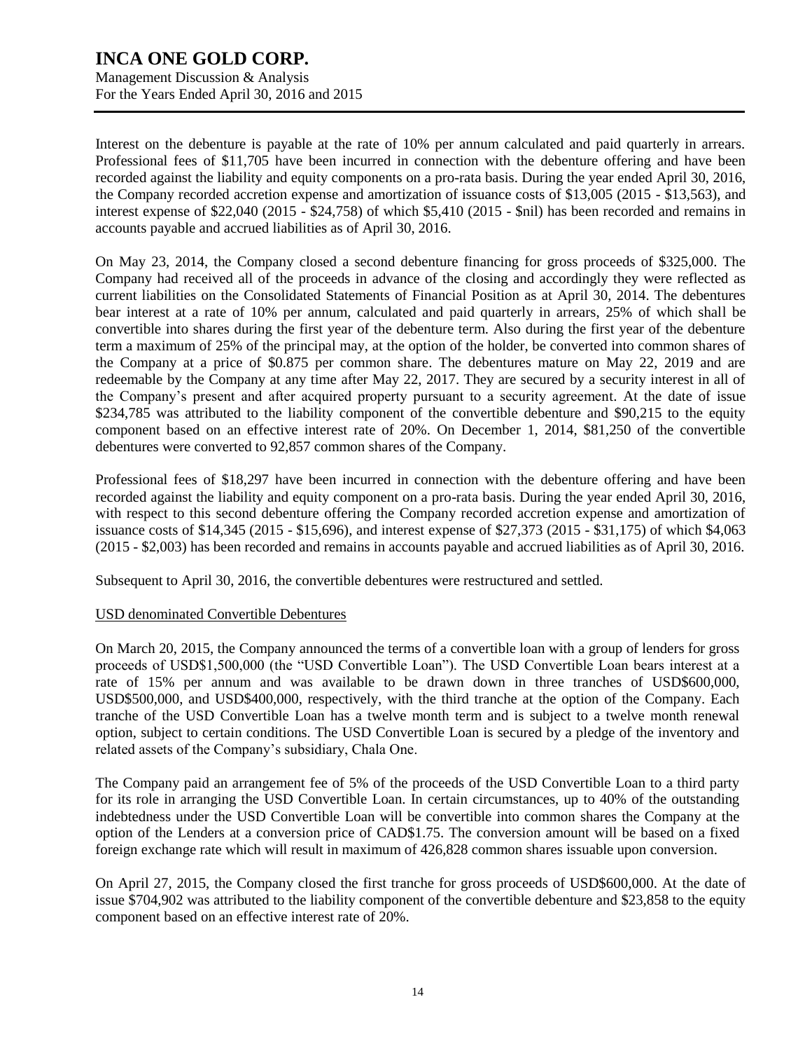Interest on the debenture is payable at the rate of 10% per annum calculated and paid quarterly in arrears. Professional fees of $11,705 have been incurred in connection with the debenture offering and have been recorded against the liability and equity components on a pro-rata basis. During the year ended April 30, 2016, the Company recorded accretion expense and amortization of issuance costs of $13,005 (2015 - $13,563), and interest expense of $22,040 (2015 - $24,758) of which $5,410 (2015 - $nil) has been recorded and remains in accounts payable and accrued liabilities as of April 30, 2016.

On May 23, 2014, the Company closed a second debenture financing for gross proceeds of $325,000. The Company had received all of the proceeds in advance of the closing and accordingly they were reflected as current liabilities on the Consolidated Statements of Financial Position as at April 30, 2014. The debentures bear interest at a rate of 10% per annum, calculated and paid quarterly in arrears, 25% of which shall be convertible into shares during the first year of the debenture term. Also during the first year of the debenture term a maximum of 25% of the principal may, at the option of the holder, be converted into common shares of the Company at a price of $0.875 per common share. The debentures mature on May 22, 2019 and are redeemable by the Company at any time after May 22, 2017. They are secured by a security interest in all of the Company's present and after acquired property pursuant to a security agreement. At the date of issue $234,785 was attributed to the liability component of the convertible debenture and $90,215 to the equity component based on an effective interest rate of 20%. On December 1, 2014, $81,250 of the convertible debentures were converted to 92,857 common shares of the Company.

Professional fees of $18,297 have been incurred in connection with the debenture offering and have been recorded against the liability and equity component on a pro-rata basis. During the year ended April 30, 2016, with respect to this second debenture offering the Company recorded accretion expense and amortization of issuance costs of $14,345 (2015 - $15,696), and interest expense of $27,373 (2015 - $31,175) of which $4,063 (2015 - $2,003) has been recorded and remains in accounts payable and accrued liabilities as of April 30, 2016.

Subsequent to April 30, 2016, the convertible debentures were restructured and settled.

USD denominated Convertible Debentures

On March 20, 2015, the Company announced the terms of a convertible loan with a group of lenders for gross proceeds of USD$1,500,000 (the "USD Convertible Loan"). The USD Convertible Loan bears interest at a rate of 15% per annum and was available to be drawn down in three tranches of USD$600,000, USD$500,000, and USD$400,000, respectively, with the third tranche at the option of the Company. Each tranche of the USD Convertible Loan has a twelve month term and is subject to a twelve month renewal option, subject to certain conditions. The USD Convertible Loan is secured by a pledge of the inventory and related assets of the Company's subsidiary, Chala One.

The Company paid an arrangement fee of 5% of the proceeds of the USD Convertible Loan to a third party for its role in arranging the USD Convertible Loan. In certain circumstances, up to 40% of the outstanding indebtedness under the USD Convertible Loan will be convertible into common shares the Company at the option of the Lenders at a conversion price of CAD$1.75. The conversion amount will be based on a fixed foreign exchange rate which will result in maximum of 426,828 common shares issuable upon conversion.

On April 27, 2015, the Company closed the first tranche for gross proceeds of USD$600,000. At the date of issue $704,902 was attributed to the liability component of the convertible debenture and $23,858 to the equity component based on an effective interest rate of 20%.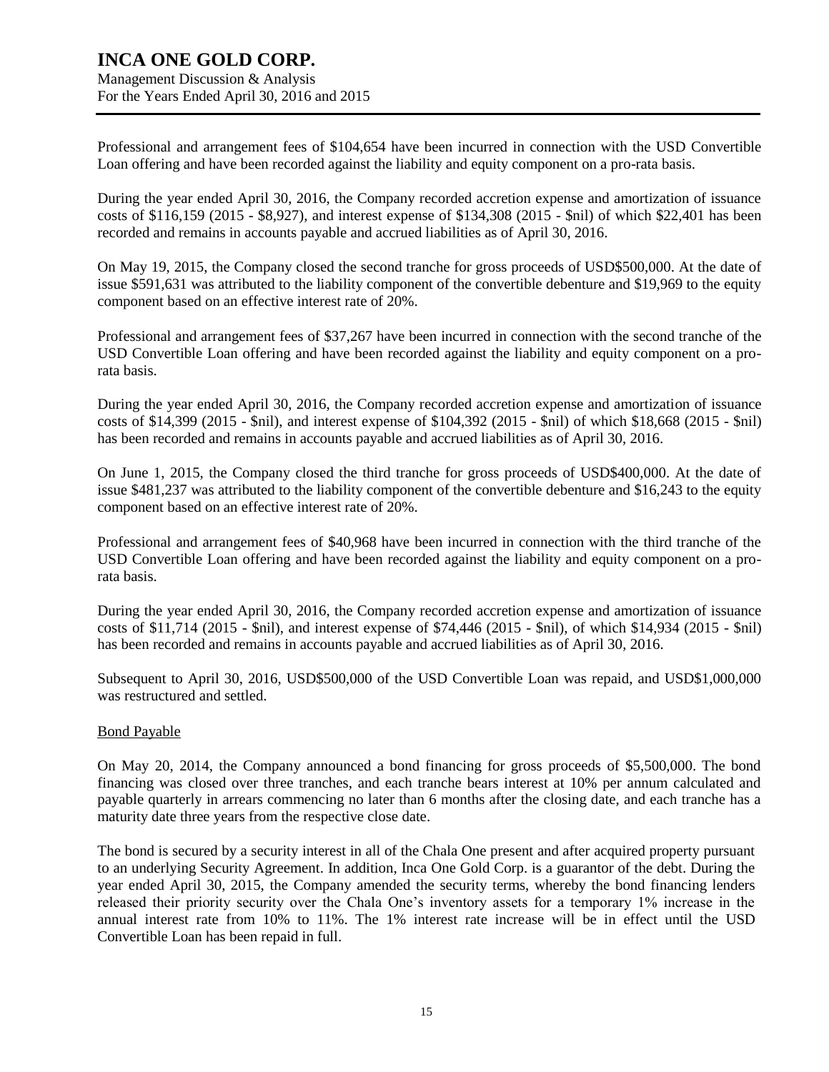Professional and arrangement fees of $104,654 have been incurred in connection with the USD Convertible Loan offering and have been recorded against the liability and equity component on a pro-rata basis.

During the year ended April 30, 2016, the Company recorded accretion expense and amortization of issuance costs of $116,159 (2015 - $8,927), and interest expense of $134,308 (2015 - $nil) of which $22,401 has been recorded and remains in accounts payable and accrued liabilities as of April 30, 2016.

On May 19, 2015, the Company closed the second tranche for gross proceeds of USD$500,000. At the date of issue $591,631 was attributed to the liability component of the convertible debenture and $19,969 to the equity component based on an effective interest rate of 20%.

Professional and arrangement fees of $37,267 have been incurred in connection with the second tranche of the USD Convertible Loan offering and have been recorded against the liability and equity component on a pro-rata basis.

During the year ended April 30, 2016, the Company recorded accretion expense and amortization of issuance costs of $14,399 (2015 - $nil), and interest expense of $104,392 (2015 - $nil) of which $18,668 (2015 - $nil) has been recorded and remains in accounts payable and accrued liabilities as of April 30, 2016.

On June 1, 2015, the Company closed the third tranche for gross proceeds of USD$400,000. At the date of issue $481,237 was attributed to the liability component of the convertible debenture and $16,243 to the equity component based on an effective interest rate of 20%.

Professional and arrangement fees of $40,968 have been incurred in connection with the third tranche of the USD Convertible Loan offering and have been recorded against the liability and equity component on a pro-rata basis.

During the year ended April 30, 2016, the Company recorded accretion expense and amortization of issuance costs of $11,714 (2015 - $nil), and interest expense of $74,446 (2015 - $nil), of which $14,934 (2015 - $nil) has been recorded and remains in accounts payable and accrued liabilities as of April 30, 2016.

Subsequent to April 30, 2016, USD$500,000 of the USD Convertible Loan was repaid, and USD$1,000,000 was restructured and settled.

Bond Payable

On May 20, 2014, the Company announced a bond financing for gross proceeds of $5,500,000. The bond financing was closed over three tranches, and each tranche bears interest at 10% per annum calculated and payable quarterly in arrears commencing no later than 6 months after the closing date, and each tranche has a maturity date three years from the respective close date.

The bond is secured by a security interest in all of the Chala One present and after acquired property pursuant to an underlying Security Agreement. In addition, Inca One Gold Corp. is a guarantor of the debt. During the year ended April 30, 2015, the Company amended the security terms, whereby the bond financing lenders released their priority security over the Chala One's inventory assets for a temporary 1% increase in the annual interest rate from 10% to 11%. The 1% interest rate increase will be in effect until the USD Convertible Loan has been repaid in full.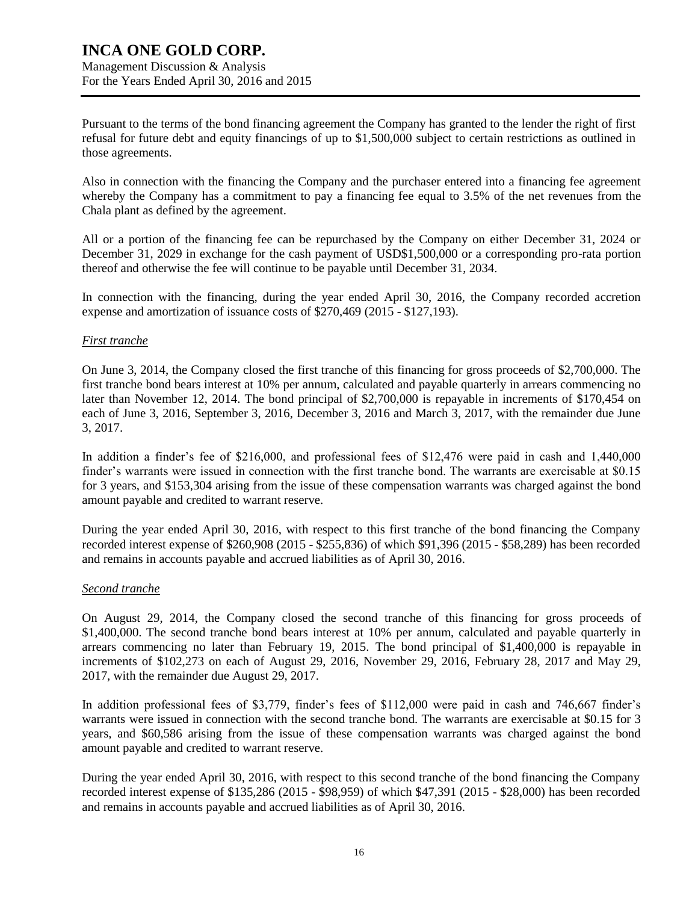Pursuant to the terms of the bond financing agreement the Company has granted to the lender the right of first refusal for future debt and equity financings of up to $1,500,000 subject to certain restrictions as outlined in those agreements.

Also in connection with the financing the Company and the purchaser entered into a financing fee agreement whereby the Company has a commitment to pay a financing fee equal to 3.5% of the net revenues from the Chala plant as defined by the agreement.

All or a portion of the financing fee can be repurchased by the Company on either December 31, 2024 or December 31, 2029 in exchange for the cash payment of USD$1,500,000 or a corresponding pro-rata portion thereof and otherwise the fee will continue to be payable until December 31, 2034.

In connection with the financing, during the year ended April 30, 2016, the Company recorded accretion expense and amortization of issuance costs of $270,469 (2015 - $127,193).

*First tranche*

On June 3, 2014, the Company closed the first tranche of this financing for gross proceeds of $2,700,000. The first tranche bond bears interest at 10% per annum, calculated and payable quarterly in arrears commencing no later than November 12, 2014. The bond principal of $2,700,000 is repayable in increments of $170,454 on each of June 3, 2016, September 3, 2016, December 3, 2016 and March 3, 2017, with the remainder due June 3, 2017.

In addition a finder's fee of $216,000, and professional fees of $12,476 were paid in cash and 1,440,000 finder's warrants were issued in connection with the first tranche bond. The warrants are exercisable at $0.15 for 3 years, and $153,304 arising from the issue of these compensation warrants was charged against the bond amount payable and credited to warrant reserve.

During the year ended April 30, 2016, with respect to this first tranche of the bond financing the Company recorded interest expense of $260,908 (2015 - $255,836) of which $91,396 (2015 - $58,289) has been recorded and remains in accounts payable and accrued liabilities as of April 30, 2016.

*Second tranche*

On August 29, 2014, the Company closed the second tranche of this financing for gross proceeds of $1,400,000. The second tranche bond bears interest at 10% per annum, calculated and payable quarterly in arrears commencing no later than February 19, 2015. The bond principal of $1,400,000 is repayable in increments of $102,273 on each of August 29, 2016, November 29, 2016, February 28, 2017 and May 29, 2017, with the remainder due August 29, 2017.

In addition professional fees of $3,779, finder's fees of $112,000 were paid in cash and 746,667 finder's warrants were issued in connection with the second tranche bond. The warrants are exercisable at $0.15 for 3 years, and $60,586 arising from the issue of these compensation warrants was charged against the bond amount payable and credited to warrant reserve.

During the year ended April 30, 2016, with respect to this second tranche of the bond financing the Company recorded interest expense of $135,286 (2015 - $98,959) of which $47,391 (2015 - $28,000) has been recorded and remains in accounts payable and accrued liabilities as of April 30, 2016.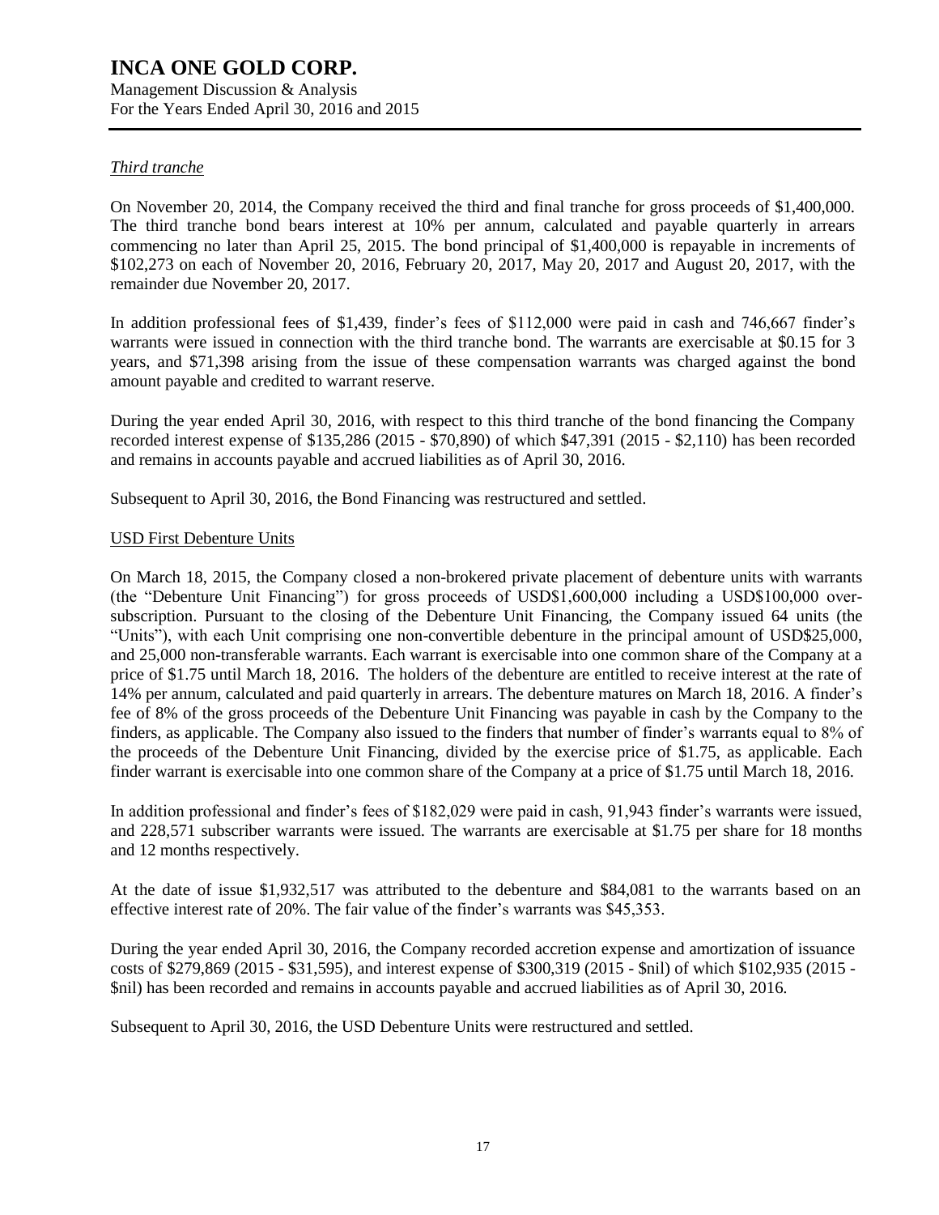*Third tranche*

On November 20, 2014, the Company received the third and final tranche for gross proceeds of $1,400,000. The third tranche bond bears interest at 10% per annum, calculated and payable quarterly in arrears commencing no later than April 25, 2015. The bond principal of $1,400,000 is repayable in increments of $102,273 on each of November 20, 2016, February 20, 2017, May 20, 2017 and August 20, 2017, with the remainder due November 20, 2017.

In addition professional fees of $1,439, finder's fees of $112,000 were paid in cash and 746,667 finder's warrants were issued in connection with the third tranche bond. The warrants are exercisable at $0.15 for 3 years, and $71,398 arising from the issue of these compensation warrants was charged against the bond amount payable and credited to warrant reserve.

During the year ended April 30, 2016, with respect to this third tranche of the bond financing the Company recorded interest expense of $135,286 (2015 - $70,890) of which $47,391 (2015 - $2,110) has been recorded and remains in accounts payable and accrued liabilities as of April 30, 2016.

Subsequent to April 30, 2016, the Bond Financing was restructured and settled.

USD First Debenture Units

On March 18, 2015, the Company closed a non-brokered private placement of debenture units with warrants (the "Debenture Unit Financing") for gross proceeds of USD$1,600,000 including a USD$100,000 over-subscription. Pursuant to the closing of the Debenture Unit Financing, the Company issued 64 units (the "Units"), with each Unit comprising one non-convertible debenture in the principal amount of USD$25,000, and 25,000 non-transferable warrants. Each warrant is exercisable into one common share of the Company at a price of $1.75 until March 18, 2016. The holders of the debenture are entitled to receive interest at the rate of 14% per annum, calculated and paid quarterly in arrears. The debenture matures on March 18, 2016. A finder's fee of 8% of the gross proceeds of the Debenture Unit Financing was payable in cash by the Company to the finders, as applicable. The Company also issued to the finders that number of finder's warrants equal to 8% of the proceeds of the Debenture Unit Financing, divided by the exercise price of $1.75, as applicable. Each finder warrant is exercisable into one common share of the Company at a price of $1.75 until March 18, 2016.

In addition professional and finder's fees of $182,029 were paid in cash, 91,943 finder's warrants were issued, and 228,571 subscriber warrants were issued. The warrants are exercisable at $1.75 per share for 18 months and 12 months respectively.

At the date of issue $1,932,517 was attributed to the debenture and $84,081 to the warrants based on an effective interest rate of 20%. The fair value of the finder's warrants was $45,353.

During the year ended April 30, 2016, the Company recorded accretion expense and amortization of issuance costs of $279,869 (2015 - $31,595), and interest expense of $300,319 (2015 - $nil) of which $102,935 (2015 - $nil) has been recorded and remains in accounts payable and accrued liabilities as of April 30, 2016.

Subsequent to April 30, 2016, the USD Debenture Units were restructured and settled.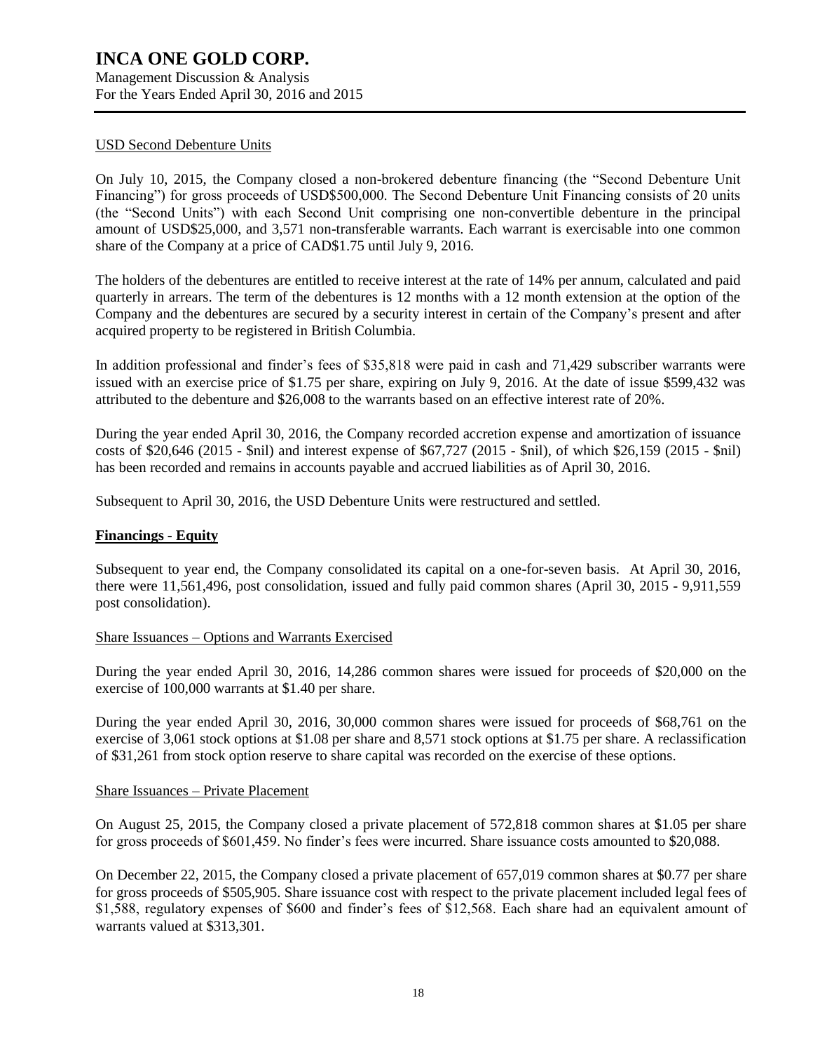USD Second Debenture Units

On July 10, 2015, the Company closed a non-brokered debenture financing (the "Second Debenture Unit Financing") for gross proceeds of USD$500,000. The Second Debenture Unit Financing consists of 20 units (the "Second Units") with each Second Unit comprising one non-convertible debenture in the principal amount of USD$25,000, and 3,571 non-transferable warrants. Each warrant is exercisable into one common share of the Company at a price of CAD$1.75 until July 9, 2016.

The holders of the debentures are entitled to receive interest at the rate of 14% per annum, calculated and paid quarterly in arrears. The term of the debentures is 12 months with a 12 month extension at the option of the Company and the debentures are secured by a security interest in certain of the Company's present and after acquired property to be registered in British Columbia.

In addition professional and finder's fees of $35,818 were paid in cash and 71,429 subscriber warrants were issued with an exercise price of $1.75 per share, expiring on July 9, 2016. At the date of issue $599,432 was attributed to the debenture and $26,008 to the warrants based on an effective interest rate of 20%.

During the year ended April 30, 2016, the Company recorded accretion expense and amortization of issuance costs of $20,646 (2015 - $nil) and interest expense of $67,727 (2015 - $nil), of which $26,159 (2015 - $nil) has been recorded and remains in accounts payable and accrued liabilities as of April 30, 2016.

Subsequent to April 30, 2016, the USD Debenture Units were restructured and settled.

## Financings - Equity

Subsequent to year end, the Company consolidated its capital on a one-for-seven basis. At April 30, 2016, there were 11,561,496, post consolidation, issued and fully paid common shares (April 30, 2015 - 9,911,559 post consolidation).

Share Issuances – Options and Warrants Exercised

During the year ended April 30, 2016, 14,286 common shares were issued for proceeds of $20,000 on the exercise of 100,000 warrants at $1.40 per share.

During the year ended April 30, 2016, 30,000 common shares were issued for proceeds of $68,761 on the exercise of 3,061 stock options at $1.08 per share and 8,571 stock options at $1.75 per share. A reclassification of $31,261 from stock option reserve to share capital was recorded on the exercise of these options.

Share Issuances – Private Placement

On August 25, 2015, the Company closed a private placement of 572,818 common shares at $1.05 per share for gross proceeds of $601,459. No finder's fees were incurred. Share issuance costs amounted to $20,088.

On December 22, 2015, the Company closed a private placement of 657,019 common shares at $0.77 per share for gross proceeds of $505,905. Share issuance cost with respect to the private placement included legal fees of $1,588, regulatory expenses of $600 and finder's fees of $12,568. Each share had an equivalent amount of warrants valued at $313,301.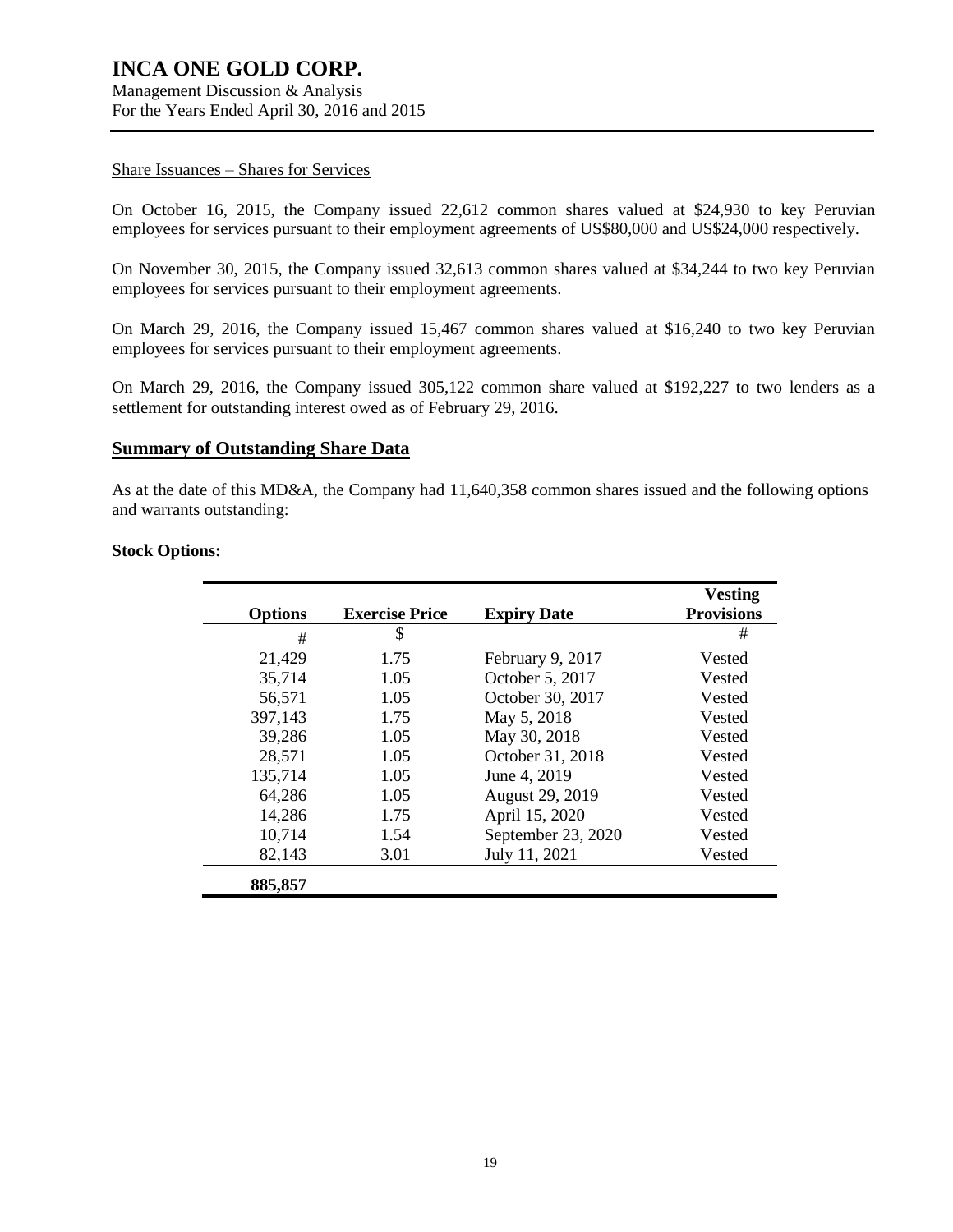Share Issuances – Shares for Services

On October 16, 2015, the Company issued 22,612 common shares valued at $24,930 to key Peruvian employees for services pursuant to their employment agreements of US$80,000 and US$24,000 respectively.

On November 30, 2015, the Company issued 32,613 common shares valued at $34,244 to two key Peruvian employees for services pursuant to their employment agreements.

On March 29, 2016, the Company issued 15,467 common shares valued at $16,240 to two key Peruvian employees for services pursuant to their employment agreements.

On March 29, 2016, the Company issued 305,122 common share valued at $192,227 to two lenders as a settlement for outstanding interest owed as of February 29, 2016.

## Summary of Outstanding Share Data

As at the date of this MD&A, the Company had 11,640,358 common shares issued and the following options and warrants outstanding:

**Stock Options:**

| Options | Exercise Price | Expiry Date | Vesting Provisions |
|---|---|---|---|
| # | $ | | # |
| 21,429 | 1.75 | February 9, 2017 | Vested |
| 35,714 | 1.05 | October 5, 2017 | Vested |
| 56,571 | 1.05 | October 30, 2017 | Vested |
| 397,143 | 1.75 | May 5, 2018 | Vested |
| 39,286 | 1.05 | May 30, 2018 | Vested |
| 28,571 | 1.05 | October 31, 2018 | Vested |
| 135,714 | 1.05 | June 4, 2019 | Vested |
| 64,286 | 1.05 | August 29, 2019 | Vested |
| 14,286 | 1.75 | April 15, 2020 | Vested |
| 10,714 | 1.54 | September 23, 2020 | Vested |
| 82,143 | 3.01 | July 11, 2021 | Vested |
| **885,857** | | | |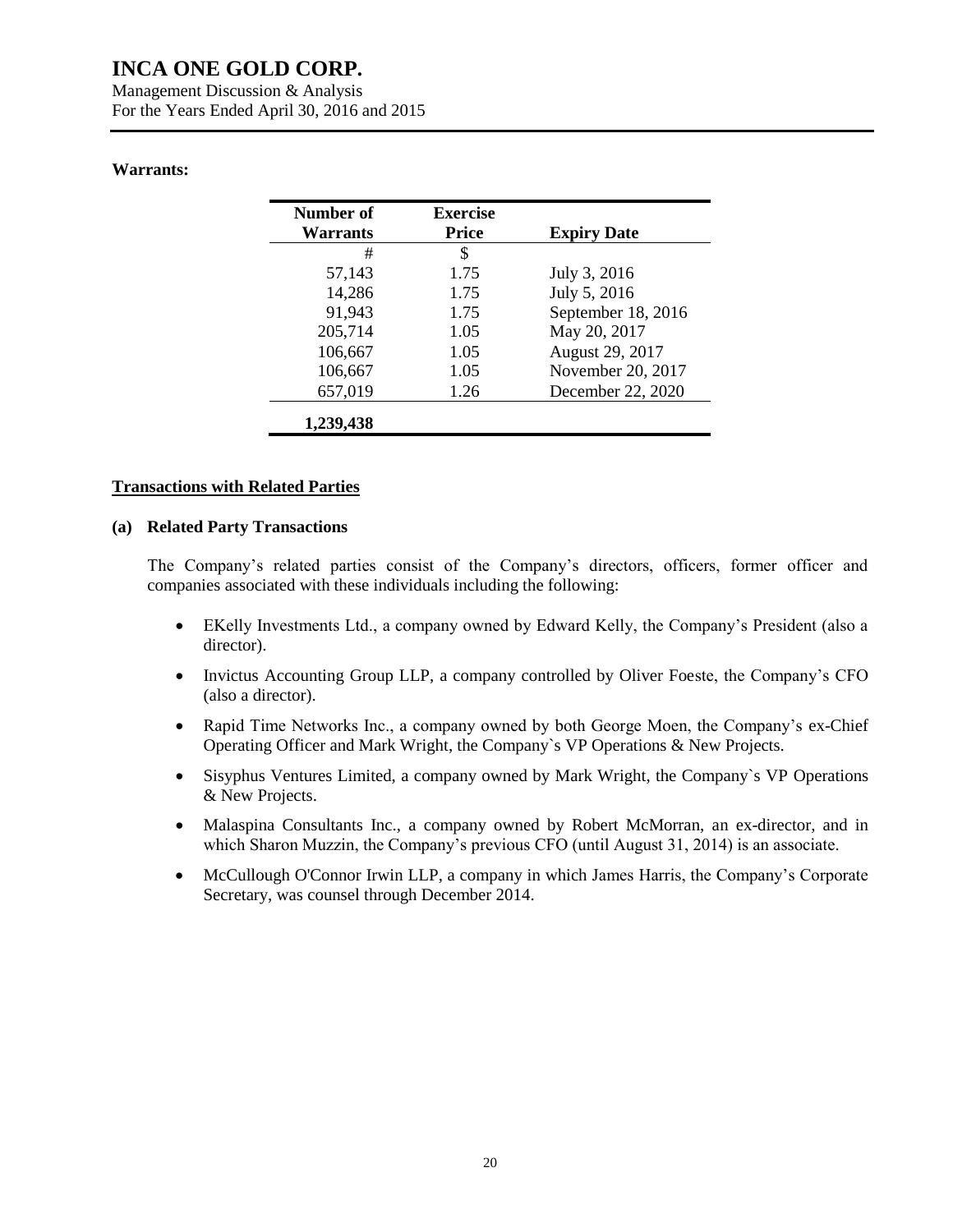**Warrants:**

| Number of Warrants | Exercise Price | Expiry Date |
|---|---|---|
| # | $ | |
| 57,143 | 1.75 | July 3, 2016 |
| 14,286 | 1.75 | July 5, 2016 |
| 91,943 | 1.75 | September 18, 2016 |
| 205,714 | 1.05 | May 20, 2017 |
| 106,667 | 1.05 | August 29, 2017 |
| 106,667 | 1.05 | November 20, 2017 |
| 657,019 | 1.26 | December 22, 2020 |
| **1,239,438** | | |

## Transactions with Related Parties

### (a) Related Party Transactions

The Company's related parties consist of the Company's directors, officers, former officer and companies associated with these individuals including the following:

- EKelly Investments Ltd., a company owned by Edward Kelly, the Company's President (also a director).
- Invictus Accounting Group LLP, a company controlled by Oliver Foeste, the Company's CFO (also a director).
- Rapid Time Networks Inc., a company owned by both George Moen, the Company's ex-Chief Operating Officer and Mark Wright, the Company`s VP Operations & New Projects.
- Sisyphus Ventures Limited, a company owned by Mark Wright, the Company`s VP Operations & New Projects.
- Malaspina Consultants Inc., a company owned by Robert McMorran, an ex-director, and in which Sharon Muzzin, the Company's previous CFO (until August 31, 2014) is an associate.
- McCullough O'Connor Irwin LLP, a company in which James Harris, the Company's Corporate Secretary, was counsel through December 2014.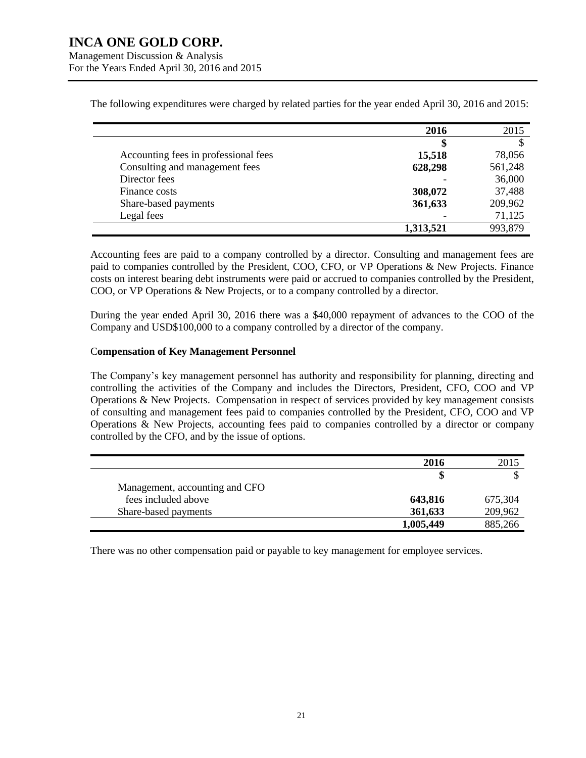The following expenditures were charged by related parties for the year ended April 30, 2016 and 2015:

| | 2016 | 2015 |
|---|---|---|
| | $ | $ |
| Accounting fees in professional fees | 15,518 | 78,056 |
| Consulting and management fees | 628,298 | 561,248 |
| Director fees | - | 36,000 |
| Finance costs | 308,072 | 37,488 |
| Share-based payments | 361,633 | 209,962 |
| Legal fees | - | 71,125 |
| | 1,313,521 | 993,879 |

Accounting fees are paid to a company controlled by a director. Consulting and management fees are paid to companies controlled by the President, COO, CFO, or VP Operations & New Projects. Finance costs on interest bearing debt instruments were paid or accrued to companies controlled by the President, COO, or VP Operations & New Projects, or to a company controlled by a director.

During the year ended April 30, 2016 there was a $40,000 repayment of advances to the COO of the Company and USD$100,000 to a company controlled by a director of the company.

**Compensation of Key Management Personnel**

The Company's key management personnel has authority and responsibility for planning, directing and controlling the activities of the Company and includes the Directors, President, CFO, COO and VP Operations & New Projects. Compensation in respect of services provided by key management consists of consulting and management fees paid to companies controlled by the President, CFO, COO and VP Operations & New Projects, accounting fees paid to companies controlled by a director or company controlled by the CFO, and by the issue of options.

| | 2016 | 2015 |
|---|---|---|
| | $ | $ |
| Management, accounting and CFO fees included above | 643,816 | 675,304 |
| Share-based payments | 361,633 | 209,962 |
| | 1,005,449 | 885,266 |

There was no other compensation paid or payable to key management for employee services.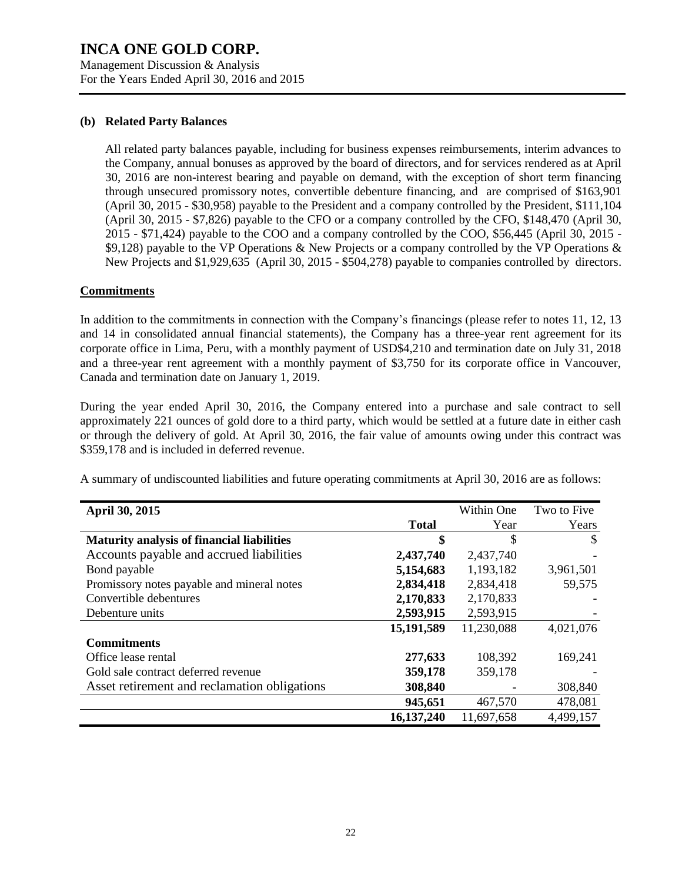### (b) Related Party Balances

All related party balances payable, including for business expenses reimbursements, interim advances to the Company, annual bonuses as approved by the board of directors, and for services rendered as at April 30, 2016 are non-interest bearing and payable on demand, with the exception of short term financing through unsecured promissory notes, convertible debenture financing, and are comprised of $163,901 (April 30, 2015 - $30,958) payable to the President and a company controlled by the President, $111,104 (April 30, 2015 - $7,826) payable to the CFO or a company controlled by the CFO, $148,470 (April 30, 2015 - $71,424) payable to the COO and a company controlled by the COO, $56,445 (April 30, 2015 - $9,128) payable to the VP Operations & New Projects or a company controlled by the VP Operations & New Projects and $1,929,635 (April 30, 2015 - $504,278) payable to companies controlled by directors.

## Commitments

In addition to the commitments in connection with the Company's financings (please refer to notes 11, 12, 13 and 14 in consolidated annual financial statements), the Company has a three-year rent agreement for its corporate office in Lima, Peru, with a monthly payment of USD$4,210 and termination date on July 31, 2018 and a three-year rent agreement with a monthly payment of $3,750 for its corporate office in Vancouver, Canada and termination date on January 1, 2019.

During the year ended April 30, 2016, the Company entered into a purchase and sale contract to sell approximately 221 ounces of gold dore to a third party, which would be settled at a future date in either cash or through the delivery of gold. At April 30, 2016, the fair value of amounts owing under this contract was $359,178 and is included in deferred revenue.

A summary of undiscounted liabilities and future operating commitments at April 30, 2016 are as follows:

| April 30, 2015 | Total | Within One Year | Two to Five Years |
|---|---|---|---|
| **Maturity analysis of financial liabilities** | **$** | $ | $ |
| Accounts payable and accrued liabilities | **2,437,740** | 2,437,740 | - |
| Bond payable | **5,154,683** | 1,193,182 | 3,961,501 |
| Promissory notes payable and mineral notes | **2,834,418** | 2,834,418 | 59,575 |
| Convertible debentures | **2,170,833** | 2,170,833 | - |
| Debenture units | **2,593,915** | 2,593,915 | - |
| | **15,191,589** | 11,230,088 | 4,021,076 |
| **Commitments** | | | |
| Office lease rental | **277,633** | 108,392 | 169,241 |
| Gold sale contract deferred revenue | **359,178** | 359,178 | - |
| Asset retirement and reclamation obligations | **308,840** | - | 308,840 |
| | **945,651** | 467,570 | 478,081 |
| | **16,137,240** | 11,697,658 | 4,499,157 |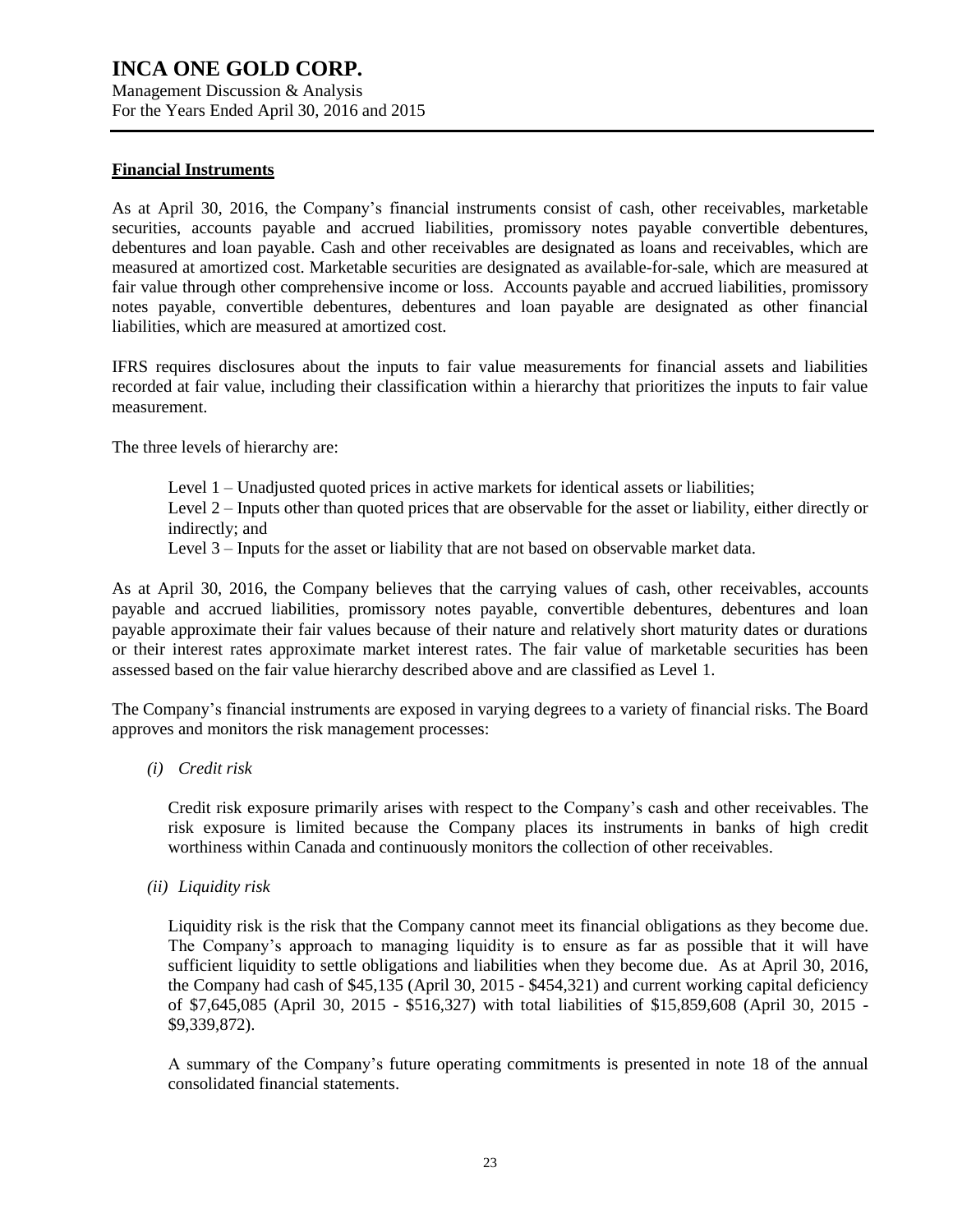## **Financial Instruments**

As at April 30, 2016, the Company's financial instruments consist of cash, other receivables, marketable securities, accounts payable and accrued liabilities, promissory notes payable convertible debentures, debentures and loan payable. Cash and other receivables are designated as loans and receivables, which are measured at amortized cost. Marketable securities are designated as available-for-sale, which are measured at fair value through other comprehensive income or loss. Accounts payable and accrued liabilities, promissory notes payable, convertible debentures, debentures and loan payable are designated as other financial liabilities, which are measured at amortized cost.

IFRS requires disclosures about the inputs to fair value measurements for financial assets and liabilities recorded at fair value, including their classification within a hierarchy that prioritizes the inputs to fair value measurement.

The three levels of hierarchy are:

Level 1 – Unadjusted quoted prices in active markets for identical assets or liabilities;
Level 2 – Inputs other than quoted prices that are observable for the asset or liability, either directly or indirectly; and
Level 3 – Inputs for the asset or liability that are not based on observable market data.

As at April 30, 2016, the Company believes that the carrying values of cash, other receivables, accounts payable and accrued liabilities, promissory notes payable, convertible debentures, debentures and loan payable approximate their fair values because of their nature and relatively short maturity dates or durations or their interest rates approximate market interest rates. The fair value of marketable securities has been assessed based on the fair value hierarchy described above and are classified as Level 1.

The Company's financial instruments are exposed in varying degrees to a variety of financial risks. The Board approves and monitors the risk management processes:

*(i) Credit risk*

Credit risk exposure primarily arises with respect to the Company's cash and other receivables. The risk exposure is limited because the Company places its instruments in banks of high credit worthiness within Canada and continuously monitors the collection of other receivables.

*(ii) Liquidity risk*

Liquidity risk is the risk that the Company cannot meet its financial obligations as they become due. The Company's approach to managing liquidity is to ensure as far as possible that it will have sufficient liquidity to settle obligations and liabilities when they become due. As at April 30, 2016, the Company had cash of $45,135 (April 30, 2015 - $454,321) and current working capital deficiency of $7,645,085 (April 30, 2015 - $516,327) with total liabilities of $15,859,608 (April 30, 2015 - $9,339,872).

A summary of the Company's future operating commitments is presented in note 18 of the annual consolidated financial statements.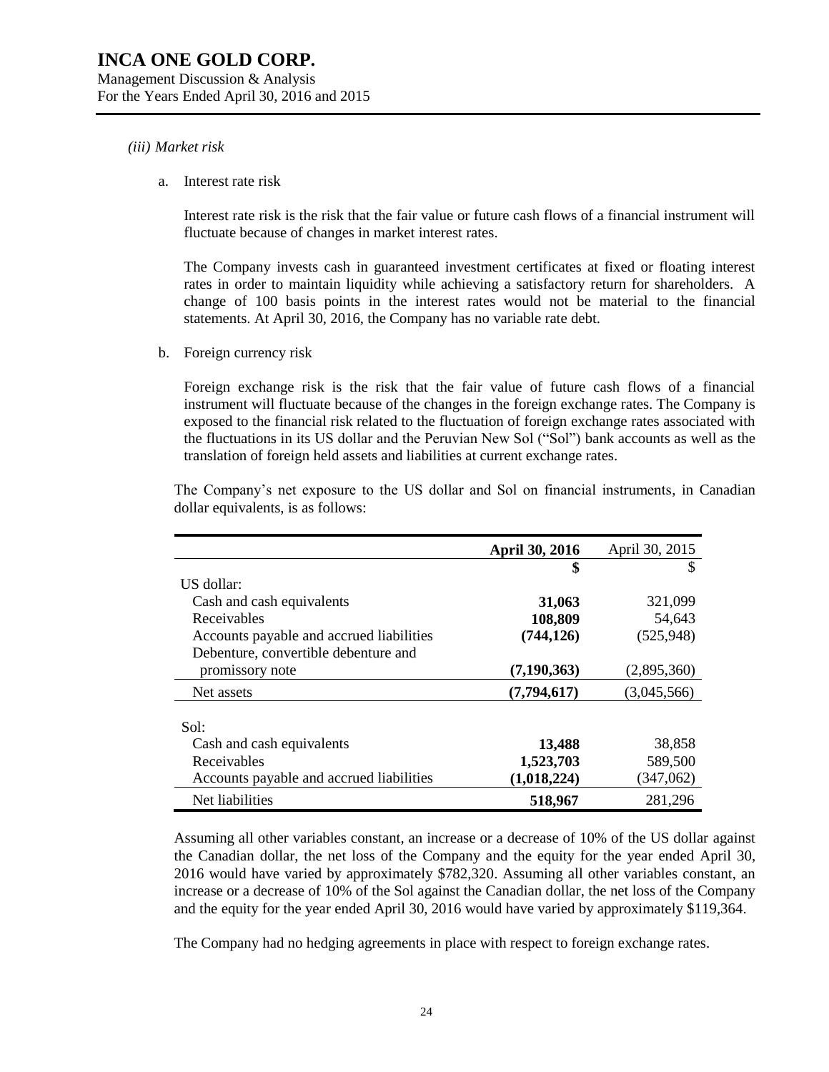*(iii) Market risk*

a. Interest rate risk

Interest rate risk is the risk that the fair value or future cash flows of a financial instrument will fluctuate because of changes in market interest rates.

The Company invests cash in guaranteed investment certificates at fixed or floating interest rates in order to maintain liquidity while achieving a satisfactory return for shareholders. A change of 100 basis points in the interest rates would not be material to the financial statements. At April 30, 2016, the Company has no variable rate debt.

b. Foreign currency risk

Foreign exchange risk is the risk that the fair value of future cash flows of a financial instrument will fluctuate because of the changes in the foreign exchange rates. The Company is exposed to the financial risk related to the fluctuation of foreign exchange rates associated with the fluctuations in its US dollar and the Peruvian New Sol ("Sol") bank accounts as well as the translation of foreign held assets and liabilities at current exchange rates.

The Company's net exposure to the US dollar and Sol on financial instruments, in Canadian dollar equivalents, is as follows:

| | **April 30, 2016** | April 30, 2015 |
|---|---|---|
| | **$** | $ |
| US dollar: | | |
| Cash and cash equivalents | **31,063** | 321,099 |
| Receivables | **108,809** | 54,643 |
| Accounts payable and accrued liabilities | **(744,126)** | (525,948) |
| Debenture, convertible debenture and promissory note | **(7,190,363)** | (2,895,360) |
| Net assets | **(7,794,617)** | (3,045,566) |
| Sol: | | |
| Cash and cash equivalents | **13,488** | 38,858 |
| Receivables | **1,523,703** | 589,500 |
| Accounts payable and accrued liabilities | **(1,018,224)** | (347,062) |
| Net liabilities | **518,967** | 281,296 |

Assuming all other variables constant, an increase or a decrease of 10% of the US dollar against the Canadian dollar, the net loss of the Company and the equity for the year ended April 30, 2016 would have varied by approximately $782,320. Assuming all other variables constant, an increase or a decrease of 10% of the Sol against the Canadian dollar, the net loss of the Company and the equity for the year ended April 30, 2016 would have varied by approximately $119,364.

The Company had no hedging agreements in place with respect to foreign exchange rates.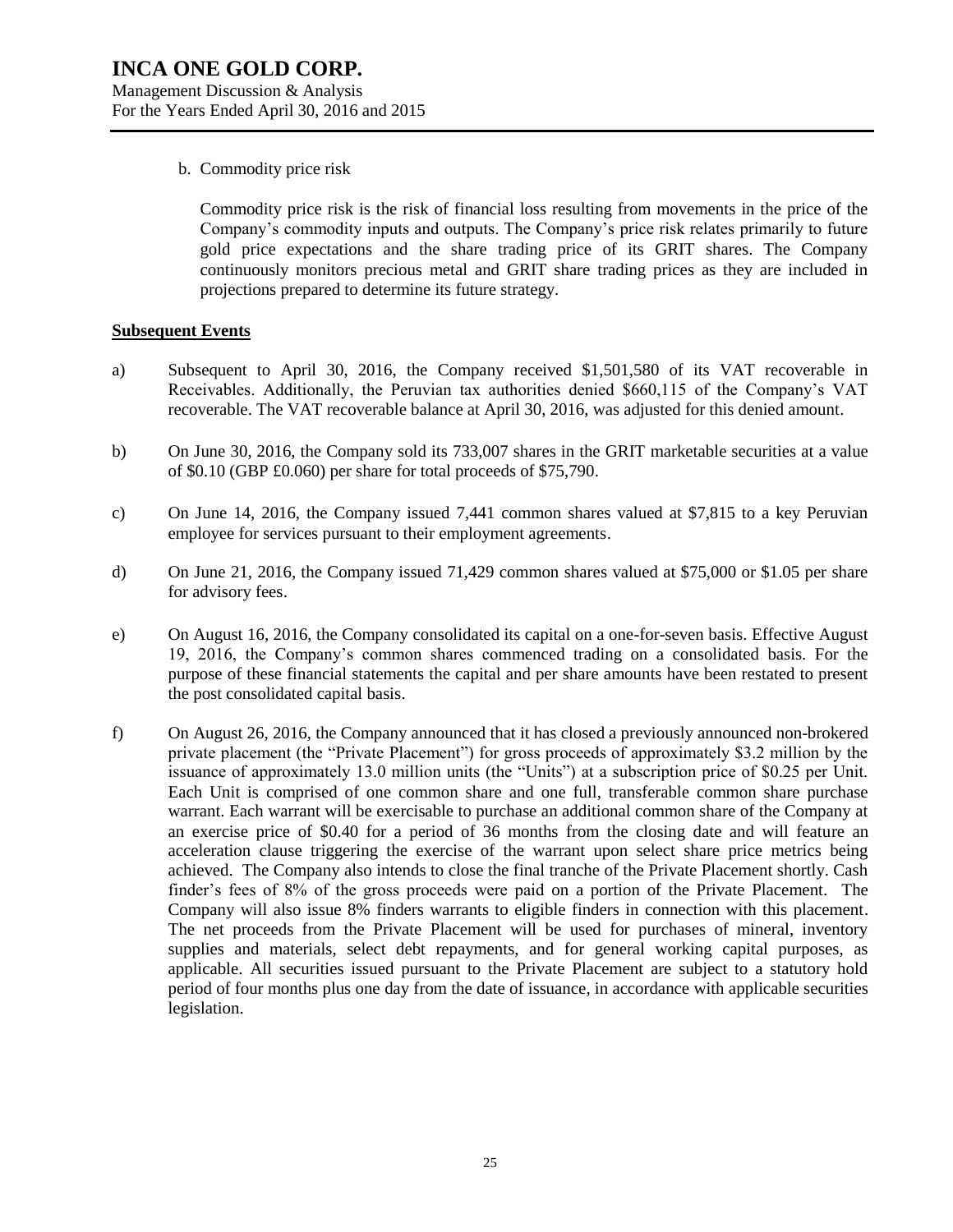b. Commodity price risk

Commodity price risk is the risk of financial loss resulting from movements in the price of the Company's commodity inputs and outputs. The Company's price risk relates primarily to future gold price expectations and the share trading price of its GRIT shares. The Company continuously monitors precious metal and GRIT share trading prices as they are included in projections prepared to determine its future strategy.

## Subsequent Events

a) Subsequent to April 30, 2016, the Company received $1,501,580 of its VAT recoverable in Receivables. Additionally, the Peruvian tax authorities denied $660,115 of the Company's VAT recoverable. The VAT recoverable balance at April 30, 2016, was adjusted for this denied amount.

b) On June 30, 2016, the Company sold its 733,007 shares in the GRIT marketable securities at a value of $0.10 (GBP £0.060) per share for total proceeds of $75,790.

c) On June 14, 2016, the Company issued 7,441 common shares valued at $7,815 to a key Peruvian employee for services pursuant to their employment agreements.

d) On June 21, 2016, the Company issued 71,429 common shares valued at $75,000 or $1.05 per share for advisory fees.

e) On August 16, 2016, the Company consolidated its capital on a one-for-seven basis. Effective August 19, 2016, the Company's common shares commenced trading on a consolidated basis. For the purpose of these financial statements the capital and per share amounts have been restated to present the post consolidated capital basis.

f) On August 26, 2016, the Company announced that it has closed a previously announced non-brokered private placement (the "Private Placement") for gross proceeds of approximately $3.2 million by the issuance of approximately 13.0 million units (the "Units") at a subscription price of $0.25 per Unit. Each Unit is comprised of one common share and one full, transferable common share purchase warrant. Each warrant will be exercisable to purchase an additional common share of the Company at an exercise price of $0.40 for a period of 36 months from the closing date and will feature an acceleration clause triggering the exercise of the warrant upon select share price metrics being achieved. The Company also intends to close the final tranche of the Private Placement shortly. Cash finder's fees of 8% of the gross proceeds were paid on a portion of the Private Placement. The Company will also issue 8% finders warrants to eligible finders in connection with this placement. The net proceeds from the Private Placement will be used for purchases of mineral, inventory supplies and materials, select debt repayments, and for general working capital purposes, as applicable. All securities issued pursuant to the Private Placement are subject to a statutory hold period of four months plus one day from the date of issuance, in accordance with applicable securities legislation.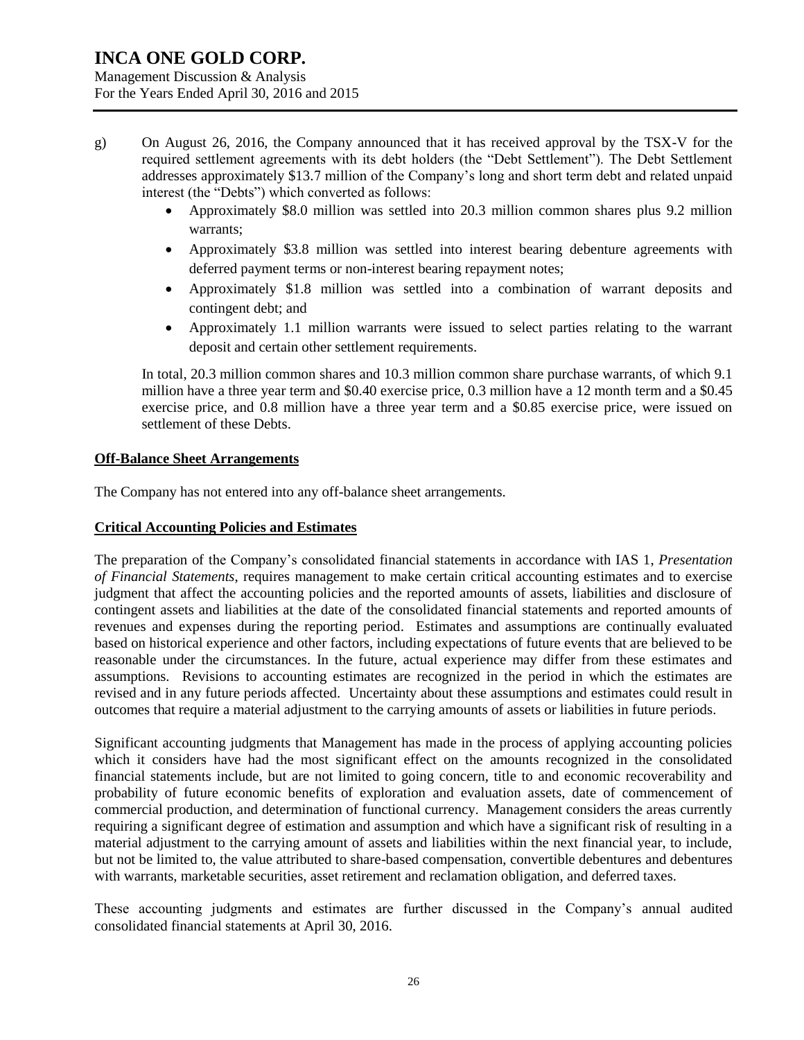g) On August 26, 2016, the Company announced that it has received approval by the TSX-V for the required settlement agreements with its debt holders (the "Debt Settlement"). The Debt Settlement addresses approximately $13.7 million of the Company's long and short term debt and related unpaid interest (the "Debts") which converted as follows:

- Approximately $8.0 million was settled into 20.3 million common shares plus 9.2 million warrants;
- Approximately $3.8 million was settled into interest bearing debenture agreements with deferred payment terms or non-interest bearing repayment notes;
- Approximately $1.8 million was settled into a combination of warrant deposits and contingent debt; and
- Approximately 1.1 million warrants were issued to select parties relating to the warrant deposit and certain other settlement requirements.

In total, 20.3 million common shares and 10.3 million common share purchase warrants, of which 9.1 million have a three year term and $0.40 exercise price, 0.3 million have a 12 month term and a $0.45 exercise price, and 0.8 million have a three year term and a $0.85 exercise price, were issued on settlement of these Debts.

## Off-Balance Sheet Arrangements

The Company has not entered into any off-balance sheet arrangements.

## Critical Accounting Policies and Estimates

The preparation of the Company's consolidated financial statements in accordance with IAS 1, *Presentation of Financial Statements*, requires management to make certain critical accounting estimates and to exercise judgment that affect the accounting policies and the reported amounts of assets, liabilities and disclosure of contingent assets and liabilities at the date of the consolidated financial statements and reported amounts of revenues and expenses during the reporting period. Estimates and assumptions are continually evaluated based on historical experience and other factors, including expectations of future events that are believed to be reasonable under the circumstances. In the future, actual experience may differ from these estimates and assumptions. Revisions to accounting estimates are recognized in the period in which the estimates are revised and in any future periods affected. Uncertainty about these assumptions and estimates could result in outcomes that require a material adjustment to the carrying amounts of assets or liabilities in future periods.

Significant accounting judgments that Management has made in the process of applying accounting policies which it considers have had the most significant effect on the amounts recognized in the consolidated financial statements include, but are not limited to going concern, title to and economic recoverability and probability of future economic benefits of exploration and evaluation assets, date of commencement of commercial production, and determination of functional currency. Management considers the areas currently requiring a significant degree of estimation and assumption and which have a significant risk of resulting in a material adjustment to the carrying amount of assets and liabilities within the next financial year, to include, but not be limited to, the value attributed to share-based compensation, convertible debentures and debentures with warrants, marketable securities, asset retirement and reclamation obligation, and deferred taxes.

These accounting judgments and estimates are further discussed in the Company's annual audited consolidated financial statements at April 30, 2016.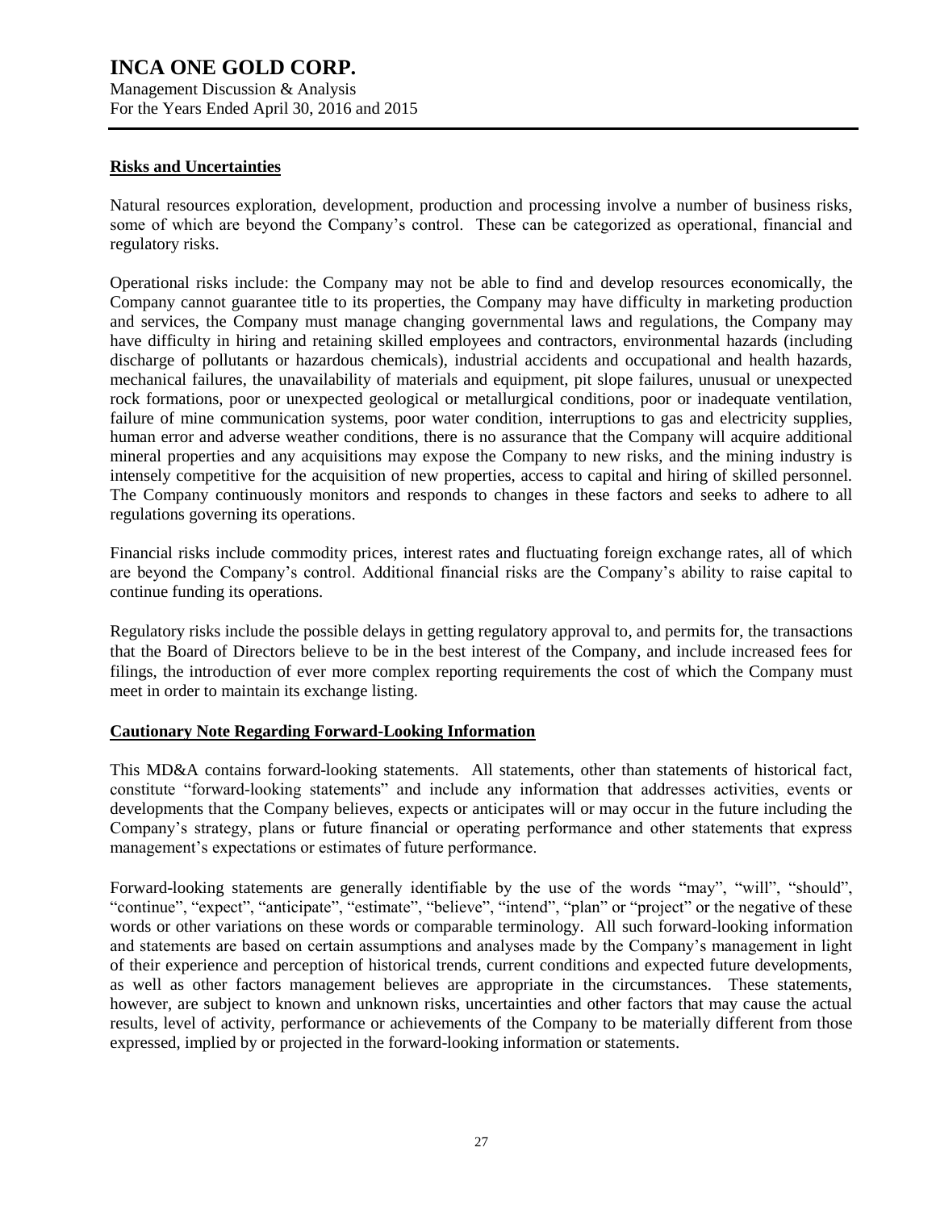## Risks and Uncertainties

Natural resources exploration, development, production and processing involve a number of business risks, some of which are beyond the Company's control. These can be categorized as operational, financial and regulatory risks.

Operational risks include: the Company may not be able to find and develop resources economically, the Company cannot guarantee title to its properties, the Company may have difficulty in marketing production and services, the Company must manage changing governmental laws and regulations, the Company may have difficulty in hiring and retaining skilled employees and contractors, environmental hazards (including discharge of pollutants or hazardous chemicals), industrial accidents and occupational and health hazards, mechanical failures, the unavailability of materials and equipment, pit slope failures, unusual or unexpected rock formations, poor or unexpected geological or metallurgical conditions, poor or inadequate ventilation, failure of mine communication systems, poor water condition, interruptions to gas and electricity supplies, human error and adverse weather conditions, there is no assurance that the Company will acquire additional mineral properties and any acquisitions may expose the Company to new risks, and the mining industry is intensely competitive for the acquisition of new properties, access to capital and hiring of skilled personnel. The Company continuously monitors and responds to changes in these factors and seeks to adhere to all regulations governing its operations.

Financial risks include commodity prices, interest rates and fluctuating foreign exchange rates, all of which are beyond the Company's control. Additional financial risks are the Company's ability to raise capital to continue funding its operations.

Regulatory risks include the possible delays in getting regulatory approval to, and permits for, the transactions that the Board of Directors believe to be in the best interest of the Company, and include increased fees for filings, the introduction of ever more complex reporting requirements the cost of which the Company must meet in order to maintain its exchange listing.

## Cautionary Note Regarding Forward-Looking Information

This MD&A contains forward-looking statements. All statements, other than statements of historical fact, constitute "forward-looking statements" and include any information that addresses activities, events or developments that the Company believes, expects or anticipates will or may occur in the future including the Company's strategy, plans or future financial or operating performance and other statements that express management's expectations or estimates of future performance.

Forward-looking statements are generally identifiable by the use of the words "may", "will", "should", "continue", "expect", "anticipate", "estimate", "believe", "intend", "plan" or "project" or the negative of these words or other variations on these words or comparable terminology. All such forward-looking information and statements are based on certain assumptions and analyses made by the Company's management in light of their experience and perception of historical trends, current conditions and expected future developments, as well as other factors management believes are appropriate in the circumstances. These statements, however, are subject to known and unknown risks, uncertainties and other factors that may cause the actual results, level of activity, performance or achievements of the Company to be materially different from those expressed, implied by or projected in the forward-looking information or statements.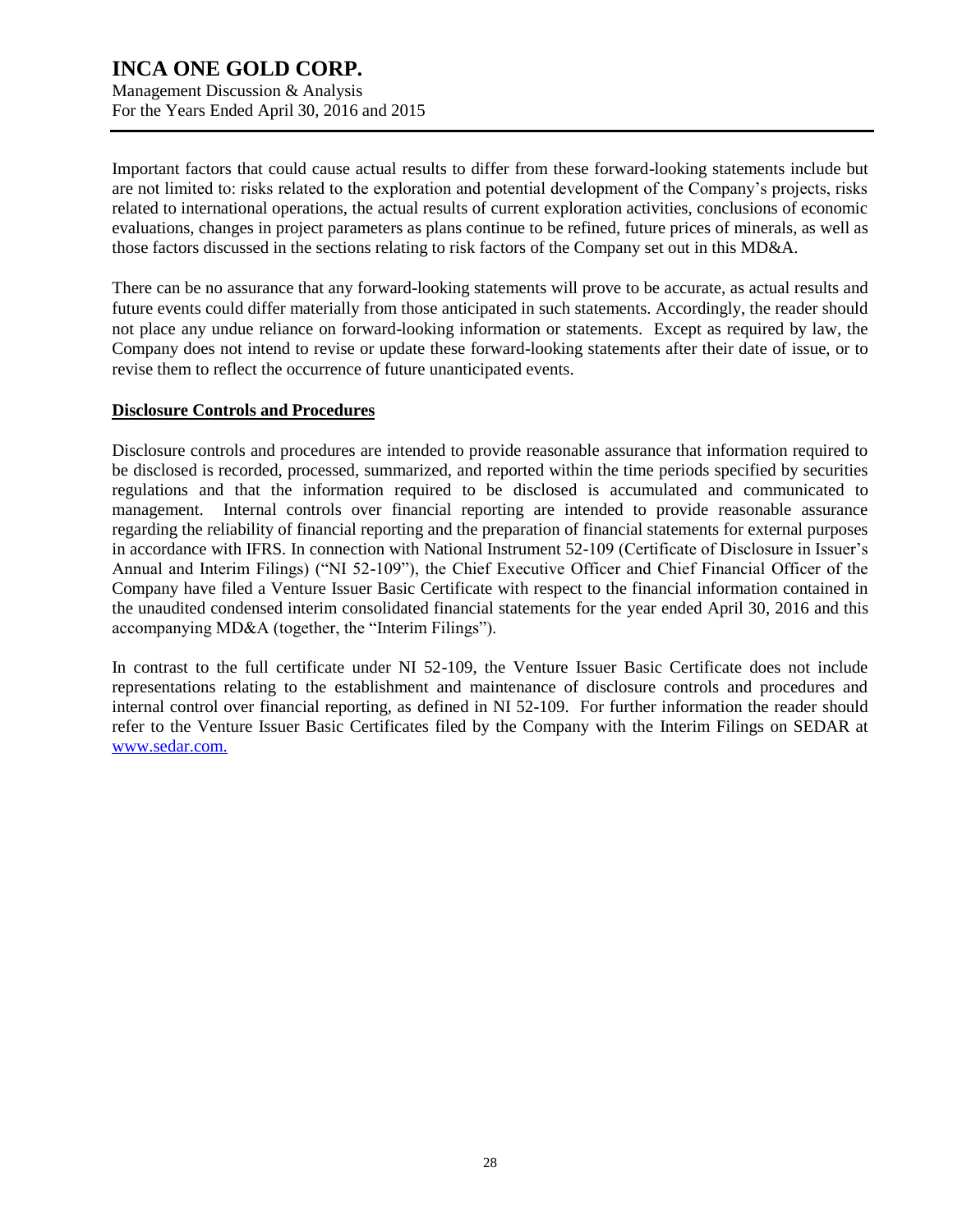Important factors that could cause actual results to differ from these forward-looking statements include but are not limited to: risks related to the exploration and potential development of the Company's projects, risks related to international operations, the actual results of current exploration activities, conclusions of economic evaluations, changes in project parameters as plans continue to be refined, future prices of minerals, as well as those factors discussed in the sections relating to risk factors of the Company set out in this MD&A.

There can be no assurance that any forward-looking statements will prove to be accurate, as actual results and future events could differ materially from those anticipated in such statements. Accordingly, the reader should not place any undue reliance on forward-looking information or statements. Except as required by law, the Company does not intend to revise or update these forward-looking statements after their date of issue, or to revise them to reflect the occurrence of future unanticipated events.

## Disclosure Controls and Procedures

Disclosure controls and procedures are intended to provide reasonable assurance that information required to be disclosed is recorded, processed, summarized, and reported within the time periods specified by securities regulations and that the information required to be disclosed is accumulated and communicated to management. Internal controls over financial reporting are intended to provide reasonable assurance regarding the reliability of financial reporting and the preparation of financial statements for external purposes in accordance with IFRS. In connection with National Instrument 52-109 (Certificate of Disclosure in Issuer's Annual and Interim Filings) ("NI 52-109"), the Chief Executive Officer and Chief Financial Officer of the Company have filed a Venture Issuer Basic Certificate with respect to the financial information contained in the unaudited condensed interim consolidated financial statements for the year ended April 30, 2016 and this accompanying MD&A (together, the "Interim Filings").

In contrast to the full certificate under NI 52-109, the Venture Issuer Basic Certificate does not include representations relating to the establishment and maintenance of disclosure controls and procedures and internal control over financial reporting, as defined in NI 52-109. For further information the reader should refer to the Venture Issuer Basic Certificates filed by the Company with the Interim Filings on SEDAR at www.sedar.com.